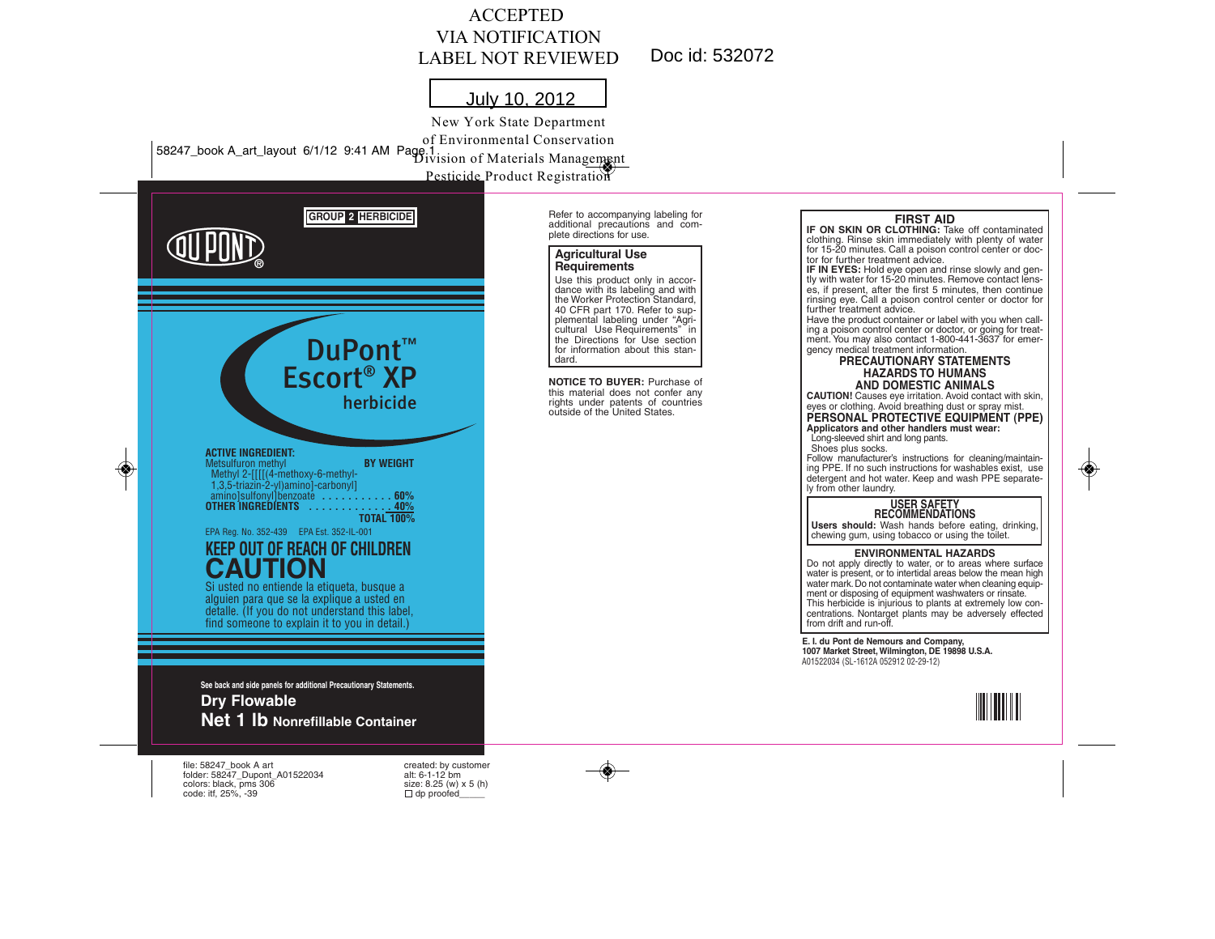ACCEPTED
VIA NOTIFICATION
LABEL NOT REVIEWED

Doc id: 532072

July 10, 2012

New York State Department
of Environmental Conservation
Division of Materials Management
Pesticide Product Registration

58247_book A_art_layout 6/1/12 9:41 AM Page 1

**GROUP 2 HERBICIDE**

DUPONT®

# DuPont™ Escort® XP herbicide

**ACTIVE INGREDIENT:** **BY WEIGHT**
Metsulfuron methyl
Methyl 2-[[[[(4-methoxy-6-methyl-1,3,5-triazin-2-yl)amino]-carbonyl]amino]sulfonyl]benzoate . . . . . . . . . . . **60%**
**OTHER INGREDIENTS** . . . . . . . . . . . . . **40%**
**TOTAL 100%**

EPA Reg. No. 352-439 EPA Est. 352-IL-001

## KEEP OUT OF REACH OF CHILDREN
## CAUTION

Si usted no entiende la etiqueta, busque a alguien para que se la explique a usted en detalle. (If you do not understand this label, find someone to explain it to you in detail.)

**See back and side panels for additional Precautionary Statements.**

**Dry Flowable**

**Net 1 lb Nonrefillable Container**

Refer to accompanying labeling for additional precautions and complete directions for use.

### Agricultural Use Requirements

Use this product only in accordance with its labeling and with the Worker Protection Standard, 40 CFR part 170. Refer to supplemental labeling under "Agricultural Use Requirements" in the Directions for Use section for information about this standard.

**NOTICE TO BUYER:** Purchase of this material does not confer any rights under patents of countries outside of the United States.

### FIRST AID

**IF ON SKIN OR CLOTHING:** Take off contaminated clothing. Rinse skin immediately with plenty of water for 15-20 minutes. Call a poison control center or doctor for further treatment advice.

**IF IN EYES:** Hold eye open and rinse slowly and gently with water for 15-20 minutes. Remove contact lenses, if present, after the first 5 minutes, then continue rinsing eye. Call a poison control center or doctor for further treatment advice.

Have the product container or label with you when calling a poison control center or doctor, or going for treatment. You may also contact 1-800-441-3637 for emergency medical treatment information.

### PRECAUTIONARY STATEMENTS
### HAZARDS TO HUMANS AND DOMESTIC ANIMALS

**CAUTION!** Causes eye irritation. Avoid contact with skin, eyes or clothing. Avoid breathing dust or spray mist.

### PERSONAL PROTECTIVE EQUIPMENT (PPE)

**Applicators and other handlers must wear:**
Long-sleeved shirt and long pants.
Shoes plus socks.

Follow manufacturer's instructions for cleaning/maintaining PPE. If no such instructions for washables exist, use detergent and hot water. Keep and wash PPE separately from other laundry.

### USER SAFETY RECOMMENDATIONS

**Users should:** Wash hands before eating, drinking, chewing gum, using tobacco or using the toilet.

### ENVIRONMENTAL HAZARDS

Do not apply directly to water, or to areas where surface water is present, or to intertidal areas below the mean high water mark. Do not contaminate water when cleaning equipment or disposing of equipment washwaters or rinsate. This herbicide is injurious to plants at extremely low concentrations. Nontarget plants may be adversely effected from drift and run-off.

**E. I. du Pont de Nemours and Company,**
**1007 Market Street, Wilmington, DE 19898 U.S.A.**
A01522034 (SL-1612A 052912 02-29-12)

file: 58247_book A art
folder: 58247_Dupont_A01522034
colors: black, pms 306
code: itf, 25%, -39

created: by customer
alt: 6-1-12 bm
size: 8.25 (w) x 5 (h)
☐ dp proofed_____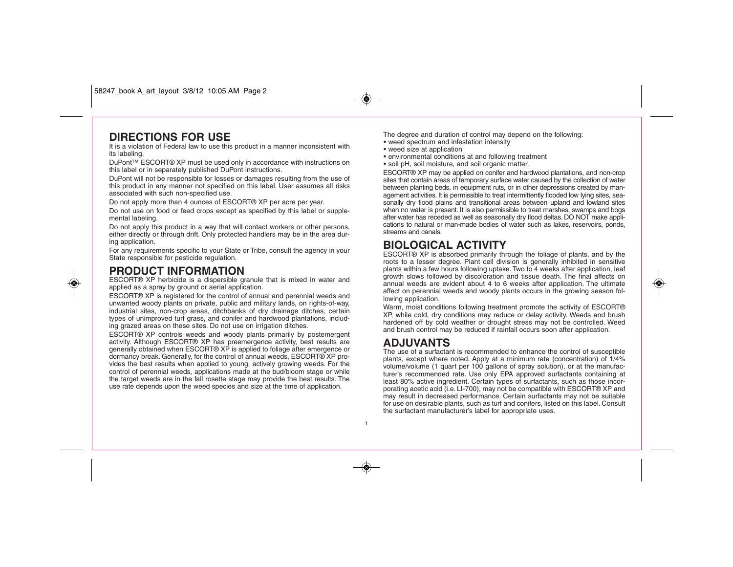## DIRECTIONS FOR USE

It is a violation of Federal law to use this product in a manner inconsistent with its labeling.

DuPont™ ESCORT® XP must be used only in accordance with instructions on this label or in separately published DuPont instructions.

DuPont will not be responsible for losses or damages resulting from the use of this product in any manner not specified on this label. User assumes all risks associated with such non-specified use.

Do not apply more than 4 ounces of ESCORT® XP per acre per year.

Do not use on food or feed crops except as specified by this label or supplemental labeling.

Do not apply this product in a way that will contact workers or other persons, either directly or through drift. Only protected handlers may be in the area during application.

For any requirements specific to your State or Tribe, consult the agency in your State responsible for pesticide regulation.

## PRODUCT INFORMATION

ESCORT® XP herbicide is a dispersible granule that is mixed in water and applied as a spray by ground or aerial application.

ESCORT® XP is registered for the control of annual and perennial weeds and unwanted woody plants on private, public and military lands, on rights-of-way, industrial sites, non-crop areas, ditchbanks of dry drainage ditches, certain types of unimproved turf grass, and conifer and hardwood plantations, including grazed areas on these sites. Do not use on irrigation ditches.

ESCORT® XP controls weeds and woody plants primarily by postemergent activity. Although ESCORT® XP has preemergence activity, best results are generally obtained when ESCORT® XP is applied to foliage after emergence or dormancy break. Generally, for the control of annual weeds, ESCORT® XP provides the best results when applied to young, actively growing weeds. For the control of perennial weeds, applications made at the bud/bloom stage or while the target weeds are in the fall rosette stage may provide the best results. The use rate depends upon the weed species and size at the time of application.

The degree and duration of control may depend on the following:

- weed spectrum and infestation intensity
- weed size at application
- environmental conditions at and following treatment
- soil pH, soil moisture, and soil organic matter.

ESCORT® XP may be applied on conifer and hardwood plantations, and non-crop sites that contain areas of temporary surface water caused by the collection of water between planting beds, in equipment ruts, or in other depressions created by management activities. It is permissible to treat intermittently flooded low lying sites, seasonally dry flood plains and transitional areas between upland and lowland sites when no water is present. It is also permissible to treat marshes, swamps and bogs after water has receded as well as seasonally dry flood deltas. DO NOT make applications to natural or man-made bodies of water such as lakes, reservoirs, ponds, streams and canals.

## BIOLOGICAL ACTIVITY

ESCORT® XP is absorbed primarily through the foliage of plants, and by the roots to a lesser degree. Plant cell division is generally inhibited in sensitive plants within a few hours following uptake. Two to 4 weeks after application, leaf growth slows followed by discoloration and tissue death. The final affects on annual weeds are evident about 4 to 6 weeks after application. The ultimate affect on perennial weeds and woody plants occurs in the growing season following application.

Warm, moist conditions following treatment promote the activity of ESCORT® XP, while cold, dry conditions may reduce or delay activity. Weeds and brush hardened off by cold weather or drought stress may not be controlled. Weed and brush control may be reduced if rainfall occurs soon after application.

## ADJUVANTS

The use of a surfactant is recommended to enhance the control of susceptible plants, except where noted. Apply at a minimum rate (concentration) of 1/4% volume/volume (1 quart per 100 gallons of spray solution), or at the manufacturer's recommended rate. Use only EPA approved surfactants containing at least 80% active ingredient. Certain types of surfactants, such as those incorporating acetic acid (i.e. LI-700), may not be compatible with ESCORT® XP and may result in decreased performance. Certain surfactants may not be suitable for use on desirable plants, such as turf and conifers, listed on this label. Consult the surfactant manufacturer's label for appropriate uses.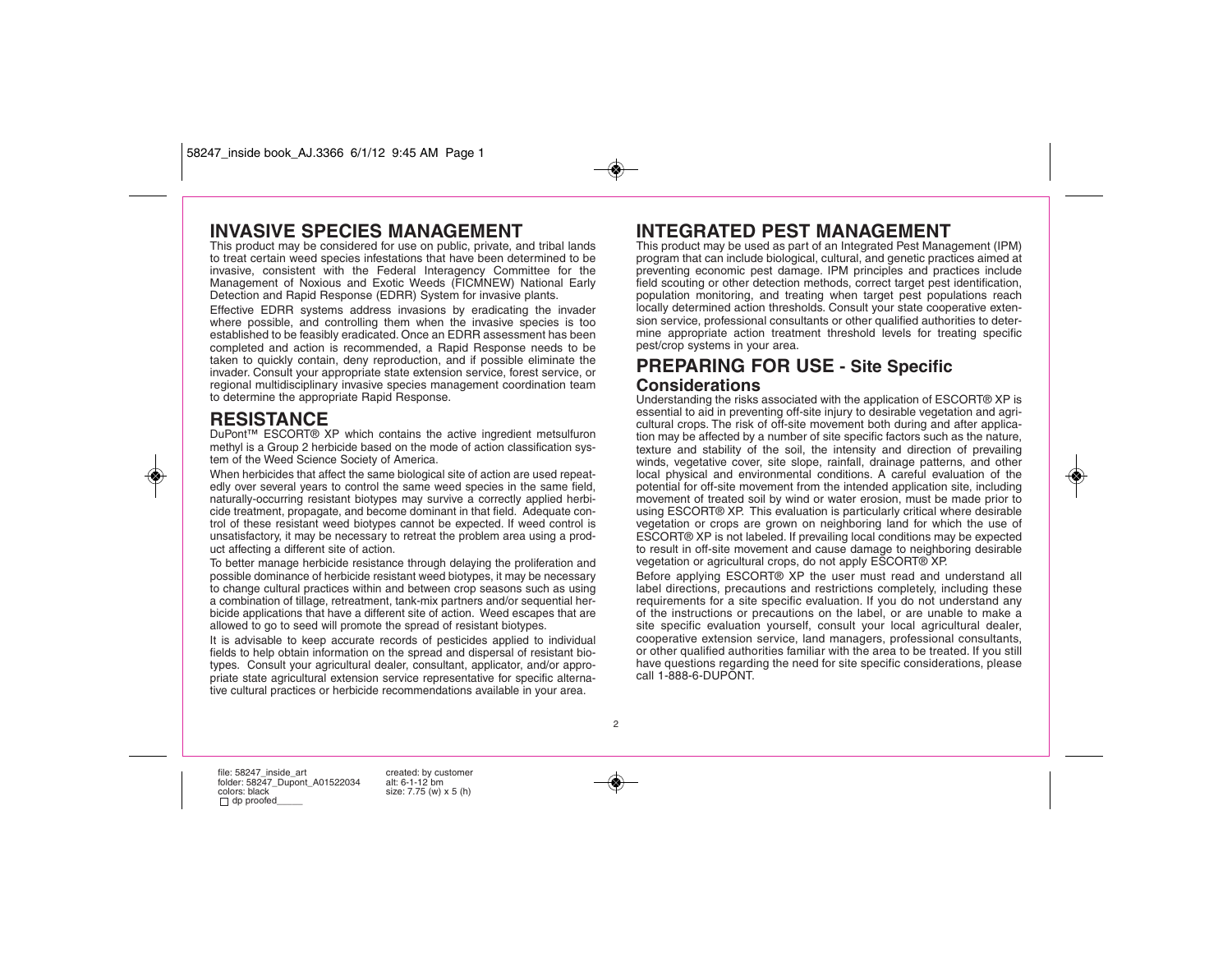## INVASIVE SPECIES MANAGEMENT

This product may be considered for use on public, private, and tribal lands to treat certain weed species infestations that have been determined to be invasive, consistent with the Federal Interagency Committee for the Management of Noxious and Exotic Weeds (FICMNEW) National Early Detection and Rapid Response (EDRR) System for invasive plants.

Effective EDRR systems address invasions by eradicating the invader where possible, and controlling them when the invasive species is too established to be feasibly eradicated. Once an EDRR assessment has been completed and action is recommended, a Rapid Response needs to be taken to quickly contain, deny reproduction, and if possible eliminate the invader. Consult your appropriate state extension service, forest service, or regional multidisciplinary invasive species management coordination team to determine the appropriate Rapid Response.

## RESISTANCE

DuPont™ ESCORT® XP which contains the active ingredient metsulfuron methyl is a Group 2 herbicide based on the mode of action classification system of the Weed Science Society of America.

When herbicides that affect the same biological site of action are used repeatedly over several years to control the same weed species in the same field, naturally-occurring resistant biotypes may survive a correctly applied herbicide treatment, propagate, and become dominant in that field. Adequate control of these resistant weed biotypes cannot be expected. If weed control is unsatisfactory, it may be necessary to retreat the problem area using a product affecting a different site of action.

To better manage herbicide resistance through delaying the proliferation and possible dominance of herbicide resistant weed biotypes, it may be necessary to change cultural practices within and between crop seasons such as using a combination of tillage, retreatment, tank-mix partners and/or sequential herbicide applications that have a different site of action. Weed escapes that are allowed to go to seed will promote the spread of resistant biotypes.

It is advisable to keep accurate records of pesticides applied to individual fields to help obtain information on the spread and dispersal of resistant biotypes. Consult your agricultural dealer, consultant, applicator, and/or appropriate state agricultural extension service representative for specific alternative cultural practices or herbicide recommendations available in your area.

## INTEGRATED PEST MANAGEMENT

This product may be used as part of an Integrated Pest Management (IPM) program that can include biological, cultural, and genetic practices aimed at preventing economic pest damage. IPM principles and practices include field scouting or other detection methods, correct target pest identification, population monitoring, and treating when target pest populations reach locally determined action thresholds. Consult your state cooperative extension service, professional consultants or other qualified authorities to determine appropriate action treatment threshold levels for treating specific pest/crop systems in your area.

## PREPARING FOR USE - Site Specific Considerations

Understanding the risks associated with the application of ESCORT® XP is essential to aid in preventing off-site injury to desirable vegetation and agricultural crops. The risk of off-site movement both during and after application may be affected by a number of site specific factors such as the nature, texture and stability of the soil, the intensity and direction of prevailing winds, vegetative cover, site slope, rainfall, drainage patterns, and other local physical and environmental conditions. A careful evaluation of the potential for off-site movement from the intended application site, including movement of treated soil by wind or water erosion, must be made prior to using ESCORT® XP. This evaluation is particularly critical where desirable vegetation or crops are grown on neighboring land for which the use of ESCORT® XP is not labeled. If prevailing local conditions may be expected to result in off-site movement and cause damage to neighboring desirable vegetation or agricultural crops, do not apply ESCORT® XP.

Before applying ESCORT® XP the user must read and understand all label directions, precautions and restrictions completely, including these requirements for a site specific evaluation. If you do not understand any of the instructions or precautions on the label, or are unable to make a site specific evaluation yourself, consult your local agricultural dealer, cooperative extension service, land managers, professional consultants, or other qualified authorities familiar with the area to be treated. If you still have questions regarding the need for site specific considerations, please call 1-888-6-DUPONT.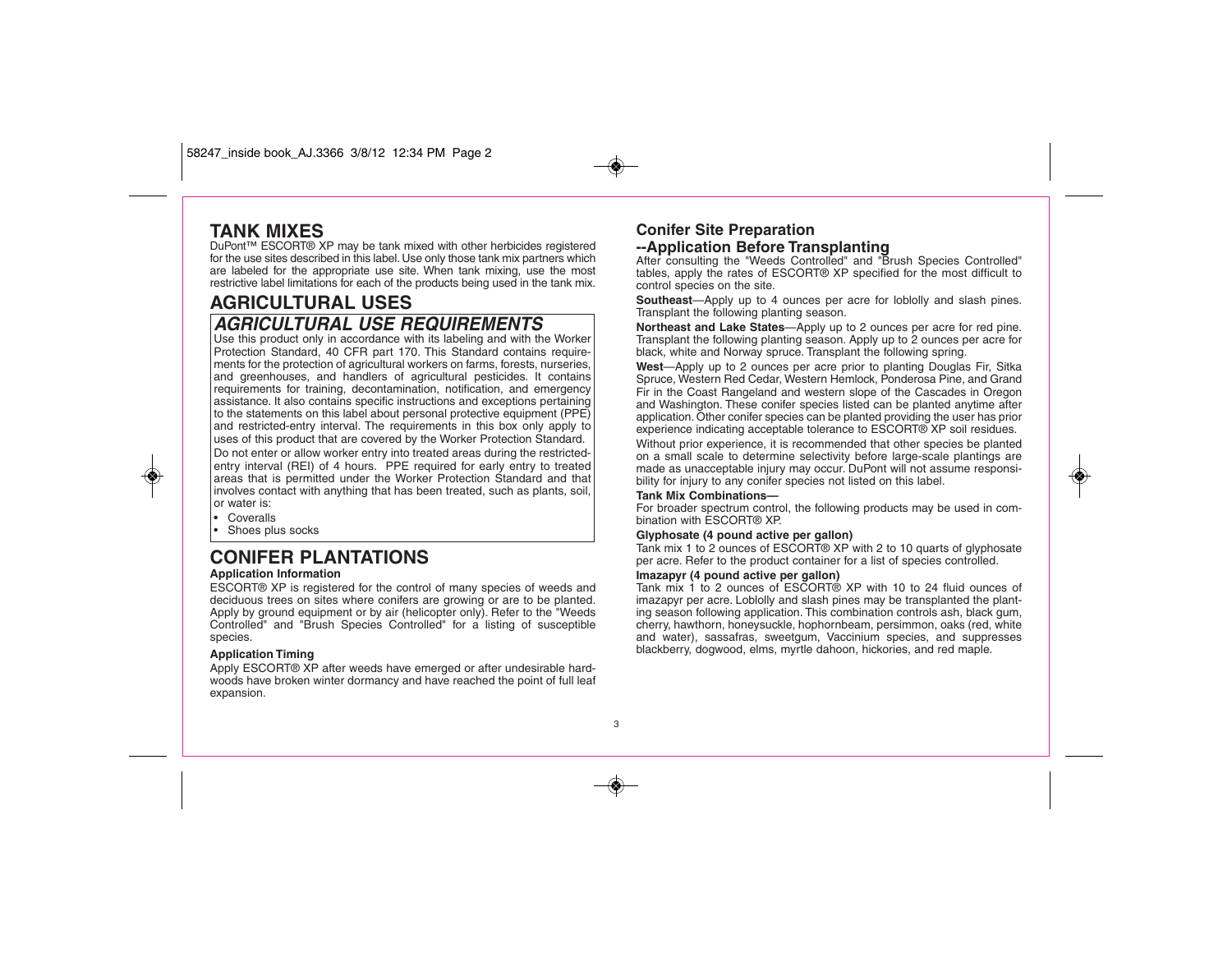# TANK MIXES

DuPont™ ESCORT® XP may be tank mixed with other herbicides registered for the use sites described in this label. Use only those tank mix partners which are labeled for the appropriate use site. When tank mixing, use the most restrictive label limitations for each of the products being used in the tank mix.

# AGRICULTURAL USES

## *AGRICULTURAL USE REQUIREMENTS*

Use this product only in accordance with its labeling and with the Worker Protection Standard, 40 CFR part 170. This Standard contains requirements for the protection of agricultural workers on farms, forests, nurseries, and greenhouses, and handlers of agricultural pesticides. It contains requirements for training, decontamination, notification, and emergency assistance. It also contains specific instructions and exceptions pertaining to the statements on this label about personal protective equipment (PPE) and restricted-entry interval. The requirements in this box only apply to uses of this product that are covered by the Worker Protection Standard.

Do not enter or allow worker entry into treated areas during the restricted-entry interval (REI) of 4 hours. PPE required for early entry to treated areas that is permitted under the Worker Protection Standard and that involves contact with anything that has been treated, such as plants, soil, or water is:

- Coveralls
- Shoes plus socks

# CONIFER PLANTATIONS

**Application Information**

ESCORT® XP is registered for the control of many species of weeds and deciduous trees on sites where conifers are growing or are to be planted. Apply by ground equipment or by air (helicopter only). Refer to the "Weeds Controlled" and "Brush Species Controlled" for a listing of susceptible species.

**Application Timing**

Apply ESCORT® XP after weeds have emerged or after undesirable hardwoods have broken winter dormancy and have reached the point of full leaf expansion.

## Conifer Site Preparation --Application Before Transplanting

After consulting the "Weeds Controlled" and "Brush Species Controlled" tables, apply the rates of ESCORT® XP specified for the most difficult to control species on the site.

**Southeast**—Apply up to 4 ounces per acre for loblolly and slash pines. Transplant the following planting season.

**Northeast and Lake States**—Apply up to 2 ounces per acre for red pine. Transplant the following planting season. Apply up to 2 ounces per acre for black, white and Norway spruce. Transplant the following spring.

**West**—Apply up to 2 ounces per acre prior to planting Douglas Fir, Sitka Spruce, Western Red Cedar, Western Hemlock, Ponderosa Pine, and Grand Fir in the Coast Rangeland and western slope of the Cascades in Oregon and Washington. These conifer species listed can be planted anytime after application. Other conifer species can be planted providing the user has prior experience indicating acceptable tolerance to ESCORT® XP soil residues.

Without prior experience, it is recommended that other species be planted on a small scale to determine selectivity before large-scale plantings are made as unacceptable injury may occur. DuPont will not assume responsibility for injury to any conifer species not listed on this label.

**Tank Mix Combinations—**

For broader spectrum control, the following products may be used in combination with ESCORT® XP.

**Glyphosate (4 pound active per gallon)**

Tank mix 1 to 2 ounces of ESCORT® XP with 2 to 10 quarts of glyphosate per acre. Refer to the product container for a list of species controlled.

**Imazapyr (4 pound active per gallon)**

Tank mix 1 to 2 ounces of ESCORT® XP with 10 to 24 fluid ounces of imazapyr per acre. Loblolly and slash pines may be transplanted the planting season following application. This combination controls ash, black gum, cherry, hawthorn, honeysuckle, hophornbeam, persimmon, oaks (red, white and water), sassafras, sweetgum, Vaccinium species, and suppresses blackberry, dogwood, elms, myrtle dahoon, hickories, and red maple.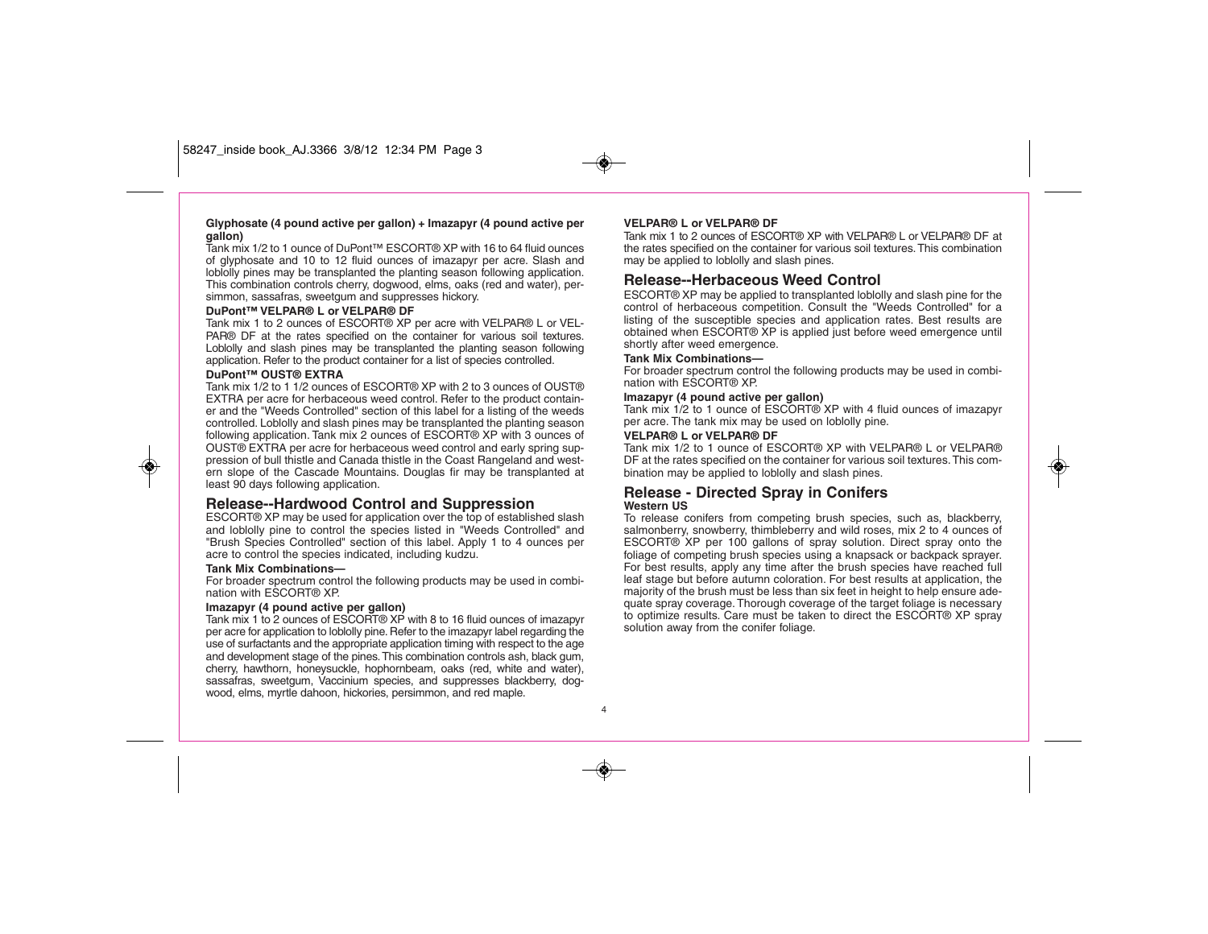**Glyphosate (4 pound active per gallon) + Imazapyr (4 pound active per gallon)**

Tank mix 1/2 to 1 ounce of DuPont™ ESCORT® XP with 16 to 64 fluid ounces of glyphosate and 10 to 12 fluid ounces of imazapyr per acre. Slash and loblolly pines may be transplanted the planting season following application. This combination controls cherry, dogwood, elms, oaks (red and water), persimmon, sassafras, sweetgum and suppresses hickory.

**DuPont™ VELPAR® L or VELPAR® DF**

Tank mix 1 to 2 ounces of ESCORT® XP per acre with VELPAR® L or VELPAR® DF at the rates specified on the container for various soil textures. Loblolly and slash pines may be transplanted the planting season following application. Refer to the product container for a list of species controlled.

**DuPont™ OUST® EXTRA**

Tank mix 1/2 to 1 1/2 ounces of ESCORT® XP with 2 to 3 ounces of OUST® EXTRA per acre for herbaceous weed control. Refer to the product container and the "Weeds Controlled" section of this label for a listing of the weeds controlled. Loblolly and slash pines may be transplanted the planting season following application. Tank mix 2 ounces of ESCORT® XP with 3 ounces of OUST® EXTRA per acre for herbaceous weed control and early spring suppression of bull thistle and Canada thistle in the Coast Rangeland and western slope of the Cascade Mountains. Douglas fir may be transplanted at least 90 days following application.

## Release--Hardwood Control and Suppression

ESCORT® XP may be used for application over the top of established slash and loblolly pine to control the species listed in "Weeds Controlled" and "Brush Species Controlled" section of this label. Apply 1 to 4 ounces per acre to control the species indicated, including kudzu.

**Tank Mix Combinations—**

For broader spectrum control the following products may be used in combination with ESCORT® XP.

**Imazapyr (4 pound active per gallon)**

Tank mix 1 to 2 ounces of ESCORT® XP with 8 to 16 fluid ounces of imazapyr per acre for application to loblolly pine. Refer to the imazapyr label regarding the use of surfactants and the appropriate application timing with respect to the age and development stage of the pines. This combination controls ash, black gum, cherry, hawthorn, honeysuckle, hophornbeam, oaks (red, white and water), sassafras, sweetgum, Vaccinium species, and suppresses blackberry, dogwood, elms, myrtle dahoon, hickories, persimmon, and red maple.

**VELPAR® L or VELPAR® DF**

Tank mix 1 to 2 ounces of ESCORT® XP with VELPAR® L or VELPAR® DF at the rates specified on the container for various soil textures. This combination may be applied to loblolly and slash pines.

## Release--Herbaceous Weed Control

ESCORT® XP may be applied to transplanted loblolly and slash pine for the control of herbaceous competition. Consult the "Weeds Controlled" for a listing of the susceptible species and application rates. Best results are obtained when ESCORT® XP is applied just before weed emergence until shortly after weed emergence.

**Tank Mix Combinations—**

For broader spectrum control the following products may be used in combination with ESCORT® XP.

**Imazapyr (4 pound active per gallon)**

Tank mix 1/2 to 1 ounce of ESCORT® XP with 4 fluid ounces of imazapyr per acre. The tank mix may be used on loblolly pine.

**VELPAR® L or VELPAR® DF**

Tank mix 1/2 to 1 ounce of ESCORT® XP with VELPAR® L or VELPAR® DF at the rates specified on the container for various soil textures. This combination may be applied to loblolly and slash pines.

## Release - Directed Spray in Conifers

**Western US**

To release conifers from competing brush species, such as, blackberry, salmonberry, snowberry, thimbleberry and wild roses, mix 2 to 4 ounces of ESCORT® XP per 100 gallons of spray solution. Direct spray onto the foliage of competing brush species using a knapsack or backpack sprayer. For best results, apply any time after the brush species have reached full leaf stage but before autumn coloration. For best results at application, the majority of the brush must be less than six feet in height to help ensure adequate spray coverage. Thorough coverage of the target foliage is necessary to optimize results. Care must be taken to direct the ESCORT® XP spray solution away from the conifer foliage.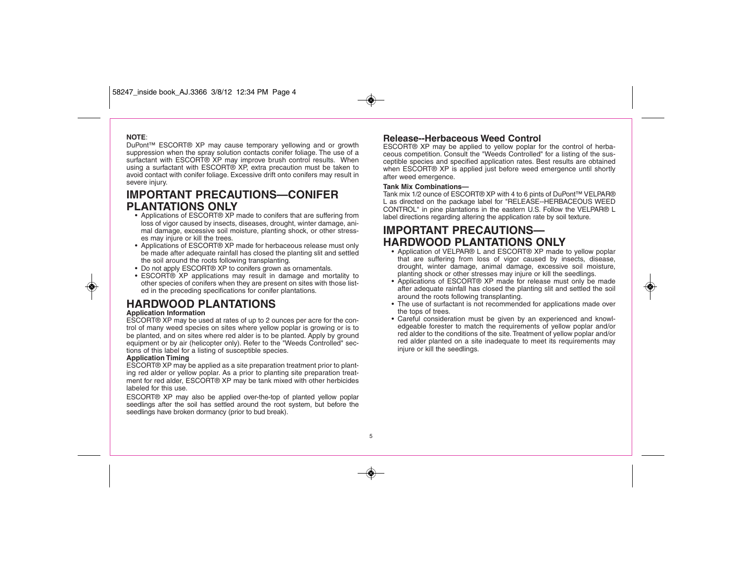**NOTE**:
DuPont™ ESCORT® XP may cause temporary yellowing and or growth suppression when the spray solution contacts conifer foliage. The use of a surfactant with ESCORT® XP may improve brush control results. When using a surfactant with ESCORT® XP, extra precaution must be taken to avoid contact with conifer foliage. Excessive drift onto conifers may result in severe injury.

## IMPORTANT PRECAUTIONS—CONIFER PLANTATIONS ONLY

- Applications of ESCORT® XP made to conifers that are suffering from loss of vigor caused by insects, diseases, drought, winter damage, animal damage, excessive soil moisture, planting shock, or other stresses may injure or kill the trees.
- Applications of ESCORT® XP made for herbaceous release must only be made after adequate rainfall has closed the planting slit and settled the soil around the roots following transplanting.
- Do not apply ESCORT® XP to conifers grown as ornamentals.
- ESCORT® XP applications may result in damage and mortality to other species of conifers when they are present on sites with those listed in the preceding specifications for conifer plantations.

## HARDWOOD PLANTATIONS

**Application Information**

ESCORT® XP may be used at rates of up to 2 ounces per acre for the control of many weed species on sites where yellow poplar is growing or is to be planted, and on sites where red alder is to be planted. Apply by ground equipment or by air (helicopter only). Refer to the "Weeds Controlled" sections of this label for a listing of susceptible species.

**Application Timing**

ESCORT® XP may be applied as a site preparation treatment prior to planting red alder or yellow poplar. As a prior to planting site preparation treatment for red alder, ESCORT® XP may be tank mixed with other herbicides labeled for this use.

ESCORT® XP may also be applied over-the-top of planted yellow poplar seedlings after the soil has settled around the root system, but before the seedlings have broken dormancy (prior to bud break).

### Release--Herbaceous Weed Control

ESCORT® XP may be applied to yellow poplar for the control of herbaceous competition. Consult the "Weeds Controlled" for a listing of the susceptible species and specified application rates. Best results are obtained when ESCORT® XP is applied just before weed emergence until shortly after weed emergence.

**Tank Mix Combinations—**

Tank mix 1/2 ounce of ESCORT® XP with 4 to 6 pints of DuPont™ VELPAR® L as directed on the package label for "RELEASE--HERBACEOUS WEED CONTROL" in pine plantations in the eastern U.S. Follow the VELPAR® L label directions regarding altering the application rate by soil texture.

## IMPORTANT PRECAUTIONS—HARDWOOD PLANTATIONS ONLY

- Application of VELPAR® L and ESCORT® XP made to yellow poplar that are suffering from loss of vigor caused by insects, disease, drought, winter damage, animal damage, excessive soil moisture, planting shock or other stresses may injure or kill the seedlings.
- Applications of ESCORT® XP made for release must only be made after adequate rainfall has closed the planting slit and settled the soil around the roots following transplanting.
- The use of surfactant is not recommended for applications made over the tops of trees.
- Careful consideration must be given by an experienced and knowledgeable forester to match the requirements of yellow poplar and/or red alder to the conditions of the site. Treatment of yellow poplar and/or red alder planted on a site inadequate to meet its requirements may injure or kill the seedlings.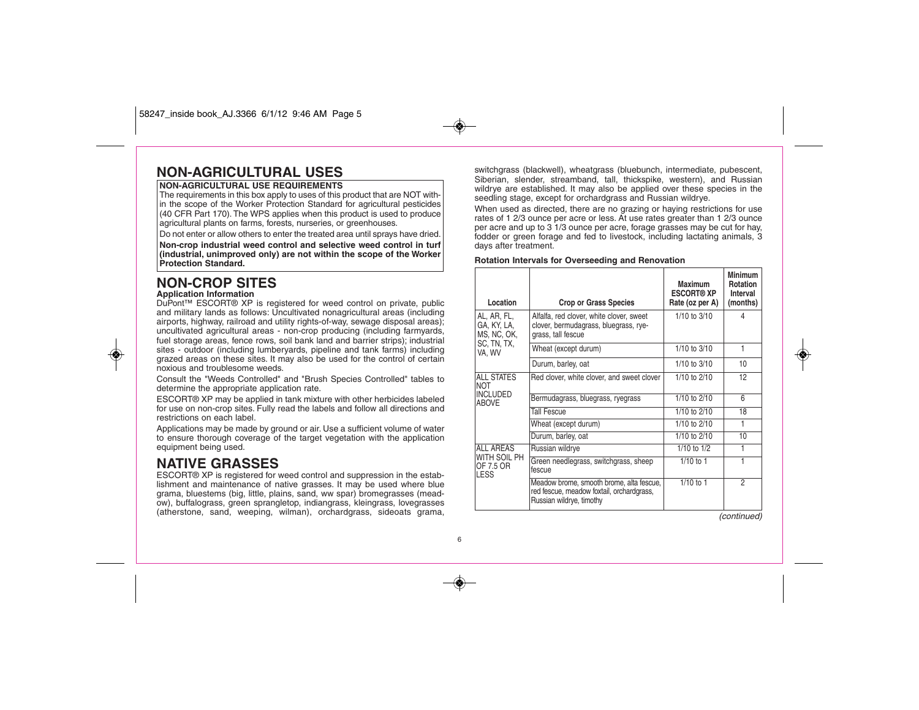# NON-AGRICULTURAL USES

**NON-AGRICULTURAL USE REQUIREMENTS**

The requirements in this box apply to uses of this product that are NOT within the scope of the Worker Protection Standard for agricultural pesticides (40 CFR Part 170). The WPS applies when this product is used to produce agricultural plants on farms, forests, nurseries, or greenhouses.

Do not enter or allow others to enter the treated area until sprays have dried.

**Non-crop industrial weed control and selective weed control in turf (industrial, unimproved only) are not within the scope of the Worker Protection Standard.**

# NON-CROP SITES

**Application Information**

DuPont™ ESCORT® XP is registered for weed control on private, public and military lands as follows: Uncultivated nonagricultural areas (including airports, highway, railroad and utility rights-of-way, sewage disposal areas); uncultivated agricultural areas - non-crop producing (including farmyards, fuel storage areas, fence rows, soil bank land and barrier strips); industrial sites - outdoor (including lumberyards, pipeline and tank farms) including grazed areas on these sites. It may also be used for the control of certain noxious and troublesome weeds.

Consult the "Weeds Controlled" and "Brush Species Controlled" tables to determine the appropriate application rate.

ESCORT® XP may be applied in tank mixture with other herbicides labeled for use on non-crop sites. Fully read the labels and follow all directions and restrictions on each label.

Applications may be made by ground or air. Use a sufficient volume of water to ensure thorough coverage of the target vegetation with the application equipment being used.

# NATIVE GRASSES

ESCORT® XP is registered for weed control and suppression in the establishment and maintenance of native grasses. It may be used where blue grama, bluestems (big, little, plains, sand, ww spar) bromegrasses (meadow), buffalograss, green sprangletop, indiangrass, kleingrass, lovegrasses (atherstone, sand, weeping, wilman), orchardgrass, sideoats grama, switchgrass (blackwell), wheatgrass (bluebunch, intermediate, pubescent, Siberian, slender, streamband, tall, thickspike, western), and Russian wildrye are established. It may also be applied over these species in the seedling stage, except for orchardgrass and Russian wildrye.

When used as directed, there are no grazing or haying restrictions for use rates of 1 2/3 ounce per acre or less. At use rates greater than 1 2/3 ounce per acre and up to 3 1/3 ounce per acre, forage grasses may be cut for hay, fodder or green forage and fed to livestock, including lactating animals, 3 days after treatment.

**Rotation Intervals for Overseeding and Renovation**

| Location | Crop or Grass Species | Maximum ESCORT® XP Rate (oz per A) | Minimum Rotation Interval (months) |
|---|---|---|---|
| AL, AR, FL, GA, KY, LA, MS, NC, OK, SC, TN, TX, VA, WV | Alfalfa, red clover, white clover, sweet clover, bermudagrass, bluegrass, ryegrass, tall fescue | 1/10 to 3/10 | 4 |
| | Wheat (except durum) | 1/10 to 3/10 | 1 |
| | Durum, barley, oat | 1/10 to 3/10 | 10 |
| ALL STATES NOT INCLUDED ABOVE | Red clover, white clover, and sweet clover | 1/10 to 2/10 | 12 |
| | Bermudagrass, bluegrass, ryegrass | 1/10 to 2/10 | 6 |
| | Tall Fescue | 1/10 to 2/10 | 18 |
| | Wheat (except durum) | 1/10 to 2/10 | 1 |
| | Durum, barley, oat | 1/10 to 2/10 | 10 |
| ALL AREAS WITH SOIL PH OF 7.5 OR LESS | Russian wildrye | 1/10 to 1/2 | 1 |
| | Green needlegrass, switchgrass, sheep fescue | 1/10 to 1 | 1 |
| | Meadow brome, smooth brome, alta fescue, red fescue, meadow foxtail, orchardgrass, Russian wildrye, timothy | 1/10 to 1 | 2 |

*(continued)*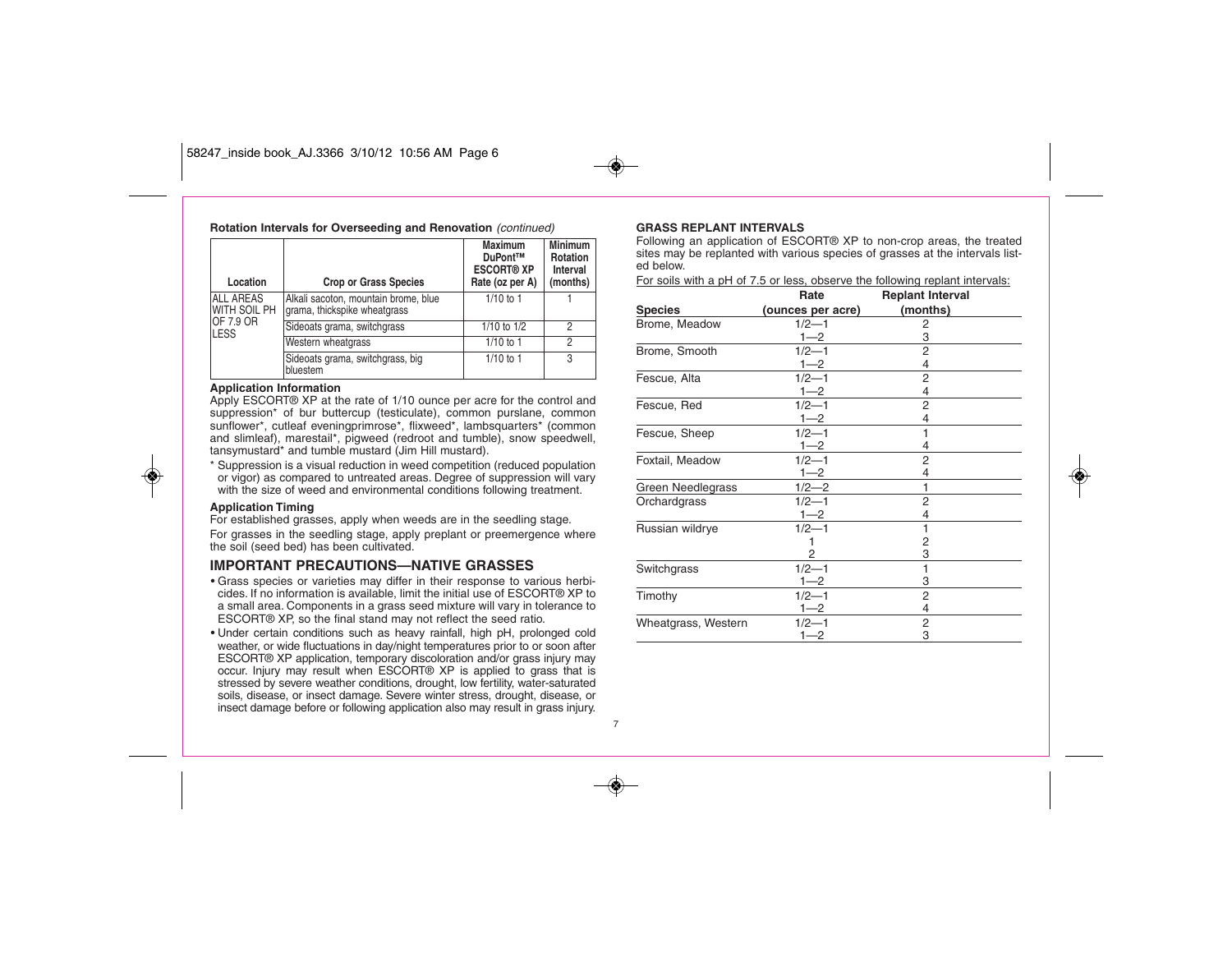**Rotation Intervals for Overseeding and Renovation** *(continued)*

| Location | Crop or Grass Species | Maximum DuPont™ ESCORT® XP Rate (oz per A) | Minimum Rotation Interval (months) |
|---|---|---|---|
| ALL AREAS WITH SOIL PH OF 7.9 OR LESS | Alkali sacoton, mountain brome, blue grama, thickspike wheatgrass | 1/10 to 1 | 1 |
| | Sideoats grama, switchgrass | 1/10 to 1/2 | 2 |
| | Western wheatgrass | 1/10 to 1 | 2 |
| | Sideoats grama, switchgrass, big bluestem | 1/10 to 1 | 3 |

**Application Information**

Apply ESCORT® XP at the rate of 1/10 ounce per acre for the control and suppression* of bur buttercup (testiculate), common purslane, common sunflower*, cutleaf eveningprimrose*, flixweed*, lambsquarters* (common and slimleaf), marestail*, pigweed (redroot and tumble), snow speedwell, tansymustard* and tumble mustard (Jim Hill mustard).

\* Suppression is a visual reduction in weed competition (reduced population or vigor) as compared to untreated areas. Degree of suppression will vary with the size of weed and environmental conditions following treatment.

**Application Timing**

For established grasses, apply when weeds are in the seedling stage.

For grasses in the seedling stage, apply preplant or preemergence where the soil (seed bed) has been cultivated.

## IMPORTANT PRECAUTIONS—NATIVE GRASSES

- Grass species or varieties may differ in their response to various herbicides. If no information is available, limit the initial use of ESCORT® XP to a small area. Components in a grass seed mixture will vary in tolerance to ESCORT® XP, so the final stand may not reflect the seed ratio.
- Under certain conditions such as heavy rainfall, high pH, prolonged cold weather, or wide fluctuations in day/night temperatures prior to or soon after ESCORT® XP application, temporary discoloration and/or grass injury may occur. Injury may result when ESCORT® XP is applied to grass that is stressed by severe weather conditions, drought, low fertility, water-saturated soils, disease, or insect damage. Severe winter stress, drought, disease, or insect damage before or following application also may result in grass injury.

**GRASS REPLANT INTERVALS**

Following an application of ESCORT® XP to non-crop areas, the treated sites may be replanted with various species of grasses at the intervals listed below.

For soils with a pH of 7.5 or less, observe the following replant intervals:

| Species | Rate (ounces per acre) | Replant Interval (months) |
|---|---|---|
| Brome, Meadow | 1/2—1 | 2 |
| | 1—2 | 3 |
| Brome, Smooth | 1/2—1 | 2 |
| | 1—2 | 4 |
| Fescue, Alta | 1/2—1 | 2 |
| | 1—2 | 4 |
| Fescue, Red | 1/2—1 | 2 |
| | 1—2 | 4 |
| Fescue, Sheep | 1/2—1 | 1 |
| | 1—2 | 4 |
| Foxtail, Meadow | 1/2—1 | 2 |
| | 1—2 | 4 |
| Green Needlegrass | 1/2—2 | 1 |
| Orchardgrass | 1/2—1 | 2 |
| | 1—2 | 4 |
| Russian wildrye | 1/2—1 | 1 |
| | 1 | 2 |
| | 2 | 3 |
| Switchgrass | 1/2—1 | 1 |
| | 1—2 | 3 |
| Timothy | 1/2—1 | 2 |
| | 1—2 | 4 |
| Wheatgrass, Western | 1/2—1 | 2 |
| | 1—2 | 3 |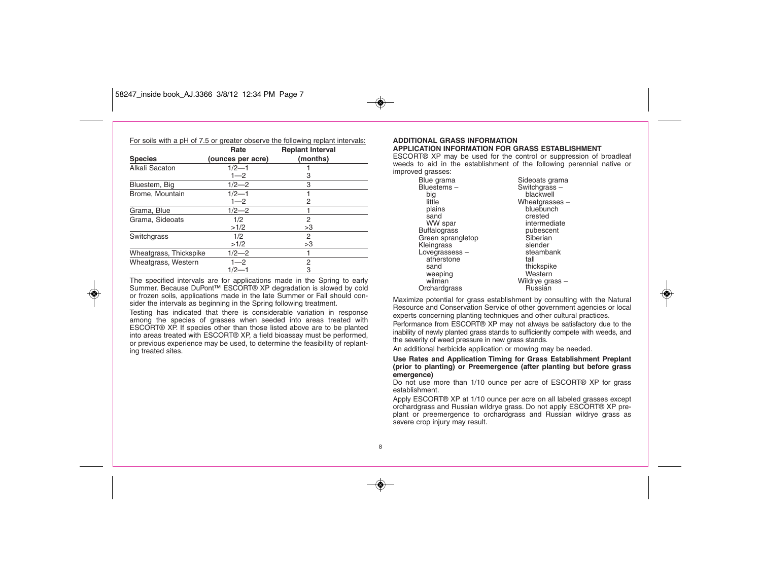For soils with a pH of 7.5 or greater observe the following replant intervals:

| Species | Rate (ounces per acre) | Replant Interval (months) |
|---|---|---|
| Alkali Sacaton | 1/2—1 | 1 |
| | 1—2 | 3 |
| Bluestem, Big | 1/2—2 | 3 |
| Brome, Mountain | 1/2—1 | 1 |
| | 1—2 | 2 |
| Grama, Blue | 1/2—2 | 1 |
| Grama, Sideoats | 1/2 | 2 |
| | >1/2 | >3 |
| Switchgrass | 1/2 | 2 |
| | >1/2 | >3 |
| Wheatgrass, Thickspike | 1/2—2 | 1 |
| Wheatgrass, Western | 1—2 | 2 |
| | 1/2—1 | 3 |

The specified intervals are for applications made in the Spring to early Summer. Because DuPont™ ESCORT® XP degradation is slowed by cold or frozen soils, applications made in the late Summer or Fall should consider the intervals as beginning in the Spring following treatment.

Testing has indicated that there is considerable variation in response among the species of grasses when seeded into areas treated with ESCORT® XP. If species other than those listed above are to be planted into areas treated with ESCORT® XP, a field bioassay must be performed, or previous experience may be used, to determine the feasibility of replanting treated sites.

**ADDITIONAL GRASS INFORMATION**

**APPLICATION INFORMATION FOR GRASS ESTABLISHMENT**

ESCORT® XP may be used for the control or suppression of broadleaf weeds to aid in the establishment of the following perennial native or improved grasses:

- Blue grama
- Bluestems –
  - big
  - little
  - plains
  - sand
  - WW spar
- Buffalograss
- Green sprangletop
- Kleingrass
- Lovegrassess –
  - atherstone
  - sand
  - weeping
  - wilman
- Orchardgrass
- Sideoats grama
- Switchgrass –
  - blackwell
- Wheatgrasses –
  - bluebunch
  - crested
  - intermediate
  - pubescent
  - Siberian
  - slender
  - steambank
  - tall
  - thickspike
  - Western
- Wildrye grass –
  - Russian

Maximize potential for grass establishment by consulting with the Natural Resource and Conservation Service of other government agencies or local experts concerning planting techniques and other cultural practices.

Performance from ESCORT® XP may not always be satisfactory due to the inability of newly planted grass stands to sufficiently compete with weeds, and the severity of weed pressure in new grass stands.

An additional herbicide application or mowing may be needed.

**Use Rates and Application Timing for Grass Establishment Preplant (prior to planting) or Preemergence (after planting but before grass emergence)**

Do not use more than 1/10 ounce per acre of ESCORT® XP for grass establishment.

Apply ESCORT® XP at 1/10 ounce per acre on all labeled grasses except orchardgrass and Russian wildrye grass. Do not apply ESCORT® XP preplant or preemergence to orchardgrass and Russian wildrye grass as severe crop injury may result.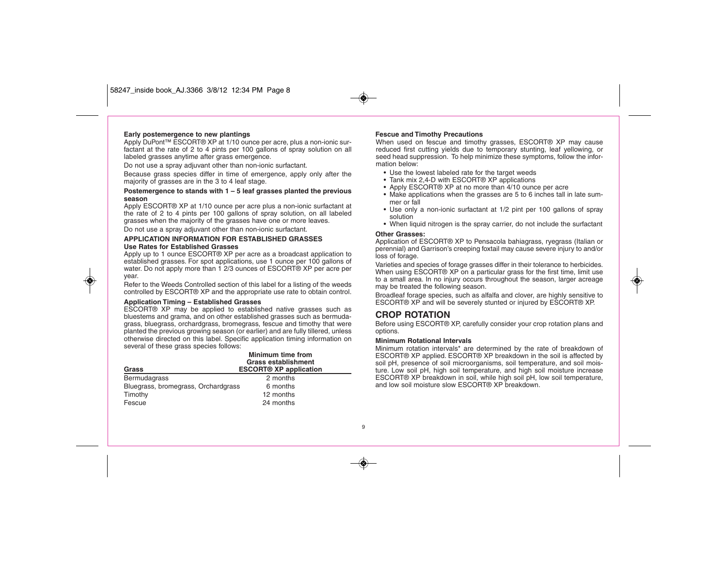**Early postemergence to new plantings**

Apply DuPont™ ESCORT® XP at 1/10 ounce per acre, plus a non-ionic surfactant at the rate of 2 to 4 pints per 100 gallons of spray solution on all labeled grasses anytime after grass emergence.

Do not use a spray adjuvant other than non-ionic surfactant.

Because grass species differ in time of emergence, apply only after the majority of grasses are in the 3 to 4 leaf stage.

**Postemergence to stands with 1 – 5 leaf grasses planted the previous season**

Apply ESCORT® XP at 1/10 ounce per acre plus a non-ionic surfactant at the rate of 2 to 4 pints per 100 gallons of spray solution, on all labeled grasses when the majority of the grasses have one or more leaves.

Do not use a spray adjuvant other than non-ionic surfactant.

**APPLICATION INFORMATION FOR ESTABLISHED GRASSES**

**Use Rates for Established Grasses**

Apply up to 1 ounce ESCORT® XP per acre as a broadcast application to established grasses. For spot applications, use 1 ounce per 100 gallons of water. Do not apply more than 1 2/3 ounces of ESCORT® XP per acre per year.

Refer to the Weeds Controlled section of this label for a listing of the weeds controlled by ESCORT® XP and the appropriate use rate to obtain control.

**Application Timing – Established Grasses**

ESCORT® XP may be applied to established native grasses such as bluestems and grama, and on other established grasses such as bermudagrass, bluegrass, orchardgrass, bromegrass, fescue and timothy that were planted the previous growing season (or earlier) and are fully tillered, unless otherwise directed on this label. Specific application timing information on several of these grass species follows:

| Grass | Minimum time from Grass establishment ESCORT® XP application |
|---|---|
| Bermudagrass | 2 months |
| Bluegrass, bromegrass, Orchardgrass | 6 months |
| Timothy | 12 months |
| Fescue | 24 months |

**Fescue and Timothy Precautions**

When used on fescue and timothy grasses, ESCORT® XP may cause reduced first cutting yields due to temporary stunting, leaf yellowing, or seed head suppression. To help minimize these symptoms, follow the information below:

- Use the lowest labeled rate for the target weeds
- Tank mix 2,4-D with ESCORT® XP applications
- Apply ESCORT® XP at no more than 4/10 ounce per acre
- Make applications when the grasses are 5 to 6 inches tall in late summer or fall
- Use only a non-ionic surfactant at 1/2 pint per 100 gallons of spray solution
- When liquid nitrogen is the spray carrier, do not include the surfactant

**Other Grasses:**

Application of ESCORT® XP to Pensacola bahiagrass, ryegrass (Italian or perennial) and Garrison's creeping foxtail may cause severe injury to and/or loss of forage.

Varieties and species of forage grasses differ in their tolerance to herbicides. When using ESCORT® XP on a particular grass for the first time, limit use to a small area. In no injury occurs throughout the season, larger acreage may be treated the following season.

Broadleaf forage species, such as alfalfa and clover, are highly sensitive to ESCORT® XP and will be severely stunted or injured by ESCORT® XP.

## CROP ROTATION

Before using ESCORT® XP, carefully consider your crop rotation plans and options.

**Minimum Rotational Intervals**

Minimum rotation intervals* are determined by the rate of breakdown of ESCORT® XP applied. ESCORT® XP breakdown in the soil is affected by soil pH, presence of soil microorganisms, soil temperature, and soil moisture. Low soil pH, high soil temperature, and high soil moisture increase ESCORT® XP breakdown in soil, while high soil pH, low soil temperature, and low soil moisture slow ESCORT® XP breakdown.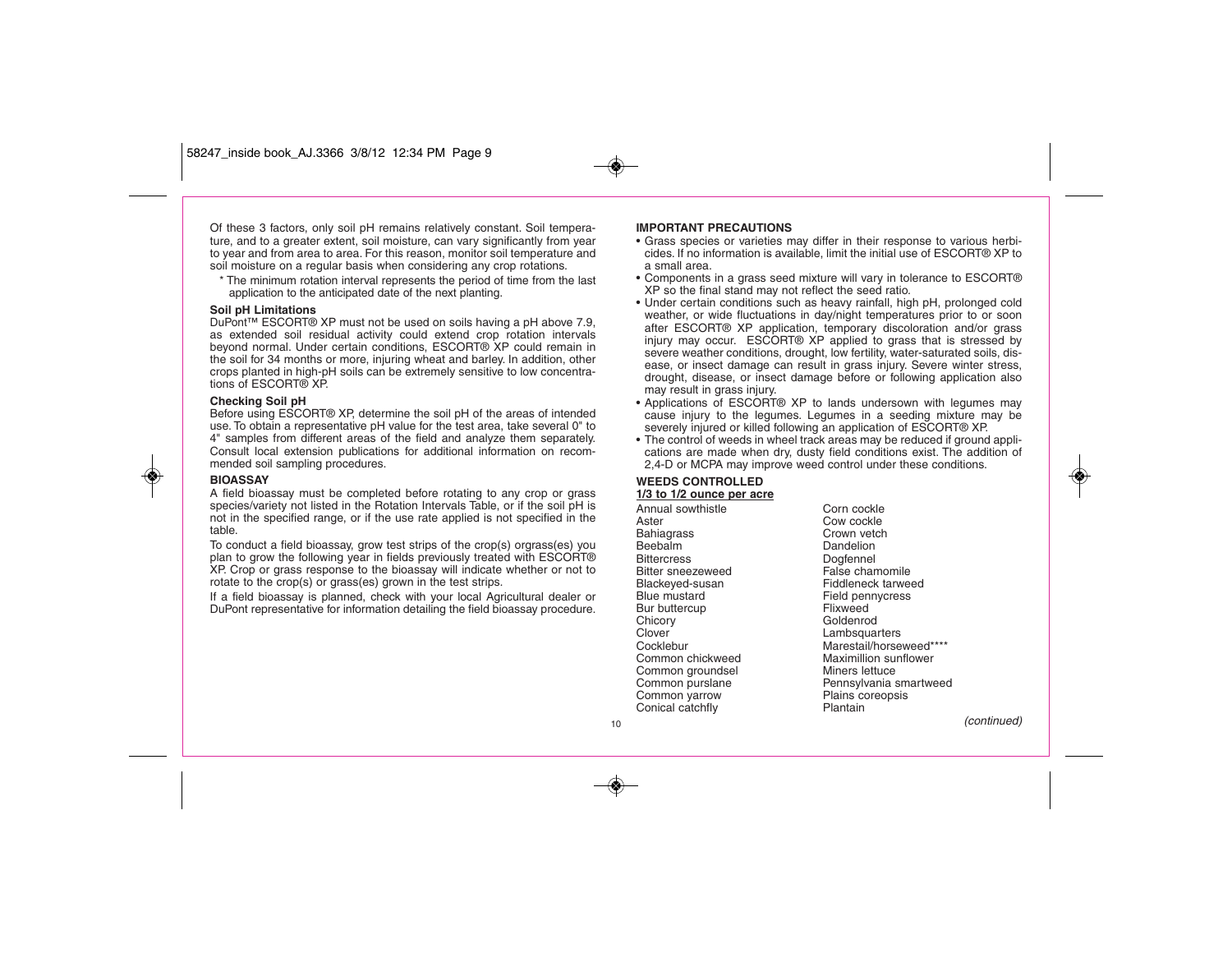Of these 3 factors, only soil pH remains relatively constant. Soil temperature, and to a greater extent, soil moisture, can vary significantly from year to year and from area to area. For this reason, monitor soil temperature and soil moisture on a regular basis when considering any crop rotations.

\* The minimum rotation interval represents the period of time from the last application to the anticipated date of the next planting.

**Soil pH Limitations**

DuPont™ ESCORT® XP must not be used on soils having a pH above 7.9, as extended soil residual activity could extend crop rotation intervals beyond normal. Under certain conditions, ESCORT® XP could remain in the soil for 34 months or more, injuring wheat and barley. In addition, other crops planted in high-pH soils can be extremely sensitive to low concentrations of ESCORT® XP.

**Checking Soil pH**

Before using ESCORT® XP, determine the soil pH of the areas of intended use. To obtain a representative pH value for the test area, take several 0" to 4" samples from different areas of the field and analyze them separately. Consult local extension publications for additional information on recommended soil sampling procedures.

**BIOASSAY**

A field bioassay must be completed before rotating to any crop or grass species/variety not listed in the Rotation Intervals Table, or if the soil pH is not in the specified range, or if the use rate applied is not specified in the table.

To conduct a field bioassay, grow test strips of the crop(s) orgrass(es) you plan to grow the following year in fields previously treated with ESCORT® XP. Crop or grass response to the bioassay will indicate whether or not to rotate to the crop(s) or grass(es) grown in the test strips.

If a field bioassay is planned, check with your local Agricultural dealer or DuPont representative for information detailing the field bioassay procedure.

**IMPORTANT PRECAUTIONS**

- Grass species or varieties may differ in their response to various herbicides. If no information is available, limit the initial use of ESCORT® XP to a small area.
- Components in a grass seed mixture will vary in tolerance to ESCORT® XP so the final stand may not reflect the seed ratio.
- Under certain conditions such as heavy rainfall, high pH, prolonged cold weather, or wide fluctuations in day/night temperatures prior to or soon after ESCORT® XP application, temporary discoloration and/or grass injury may occur. ESCORT® XP applied to grass that is stressed by severe weather conditions, drought, low fertility, water-saturated soils, disease, or insect damage can result in grass injury. Severe winter stress, drought, disease, or insect damage before or following application also may result in grass injury.
- Applications of ESCORT® XP to lands undersown with legumes may cause injury to the legumes. Legumes in a seeding mixture may be severely injured or killed following an application of ESCORT® XP.
- The control of weeds in wheel track areas may be reduced if ground applications are made when dry, dusty field conditions exist. The addition of 2,4-D or MCPA may improve weed control under these conditions.

**WEEDS CONTROLLED**

**1/3 to 1/2 ounce per acre**

Annual sowthistle
Aster
Bahiagrass
Beebalm
Bittercress
Bitter sneezeweed
Blackeyed-susan
Blue mustard
Bur buttercup
Chicory
Clover
Cocklebur
Common chickweed
Common groundsel
Common purslane
Common yarrow
Conical catchfly
Corn cockle
Cow cockle
Crown vetch
Dandelion
Dogfennel
False chamomile
Fiddleneck tarweed
Field pennycress
Flixweed
Goldenrod
Lambsquarters
Marestail/horseweed****
Maximillion sunflower
Miners lettuce
Pennsylvania smartweed
Plains coreopsis
Plantain

*(continued)*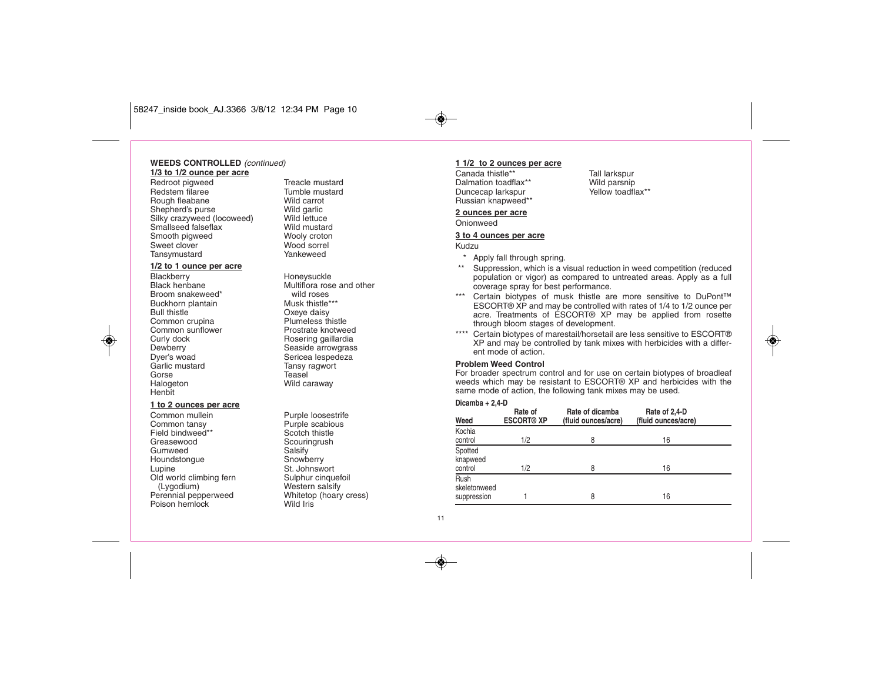**WEEDS CONTROLLED** *(continued)*

**1/3 to 1/2 ounce per acre**

Redroot pigweed
Redstem filaree
Rough fleabane
Shepherd's purse
Silky crazyweed (locoweed)
Smallseed falseflax
Smooth pigweed
Sweet clover
Tansymustard
Treacle mustard
Tumble mustard
Wild carrot
Wild garlic
Wild lettuce
Wild mustard
Wooly croton
Wood sorrel
Yankeweed

**1/2 to 1 ounce per acre**

Blackberry
Black henbane
Broom snakeweed*
Buckhorn plantain
Bull thistle
Common crupina
Common sunflower
Curly dock
Dewberry
Dyer's woad
Garlic mustard
Gorse
Halogeton
Henbit
Honeysuckle
Multiflora rose and other wild roses
Musk thistle***
Oxeye daisy
Plumeless thistle
Prostrate knotweed
Rosering gaillardia
Seaside arrowgrass
Sericea lespedeza
Tansy ragwort
Teasel
Wild caraway

**1 to 2 ounces per acre**

Common mullein
Common tansy
Field bindweed**
Greasewood
Gumweed
Houndstongue
Lupine
Old world climbing fern (Lygodium)
Perennial pepperweed
Poison hemlock
Purple loosestrife
Purple scabious
Scotch thistle
Scouringrush
Salsify
Snowberry
St. Johnswort
Sulphur cinquefoil
Western salsify
Whitetop (hoary cress)
Wild Iris

**1 1/2 to 2 ounces per acre**

Canada thistle**
Dalmation toadflax**
Duncecap larkspur
Russian knapweed**
Tall larkspur
Wild parsnip
Yellow toadflax**

**2 ounces per acre**

Onionweed

**3 to 4 ounces per acre**

Kudzu

\* Apply fall through spring.

\*\* Suppression, which is a visual reduction in weed competition (reduced population or vigor) as compared to untreated areas. Apply as a full coverage spray for best performance.

\*\*\* Certain biotypes of musk thistle are more sensitive to DuPont™ ESCORT® XP and may be controlled with rates of 1/4 to 1/2 ounce per acre. Treatments of ESCORT® XP may be applied from rosette through bloom stages of development.

\*\*\*\* Certain biotypes of marestail/horsetail are less sensitive to ESCORT® XP and may be controlled by tank mixes with herbicides with a different mode of action.

**Problem Weed Control**

For broader spectrum control and for use on certain biotypes of broadleaf weeds which may be resistant to ESCORT® XP and herbicides with the same mode of action, the following tank mixes may be used.

**Dicamba + 2,4-D**

| Weed | Rate of ESCORT® XP | Rate of dicamba (fluid ounces/acre) | Rate of 2,4-D (fluid ounces/acre) |
|---|---|---|---|
| Kochia control | 1/2 | 8 | 16 |
| Spotted knapweed control | 1/2 | 8 | 16 |
| Rush skeletonweed suppression | 1 | 8 | 16 |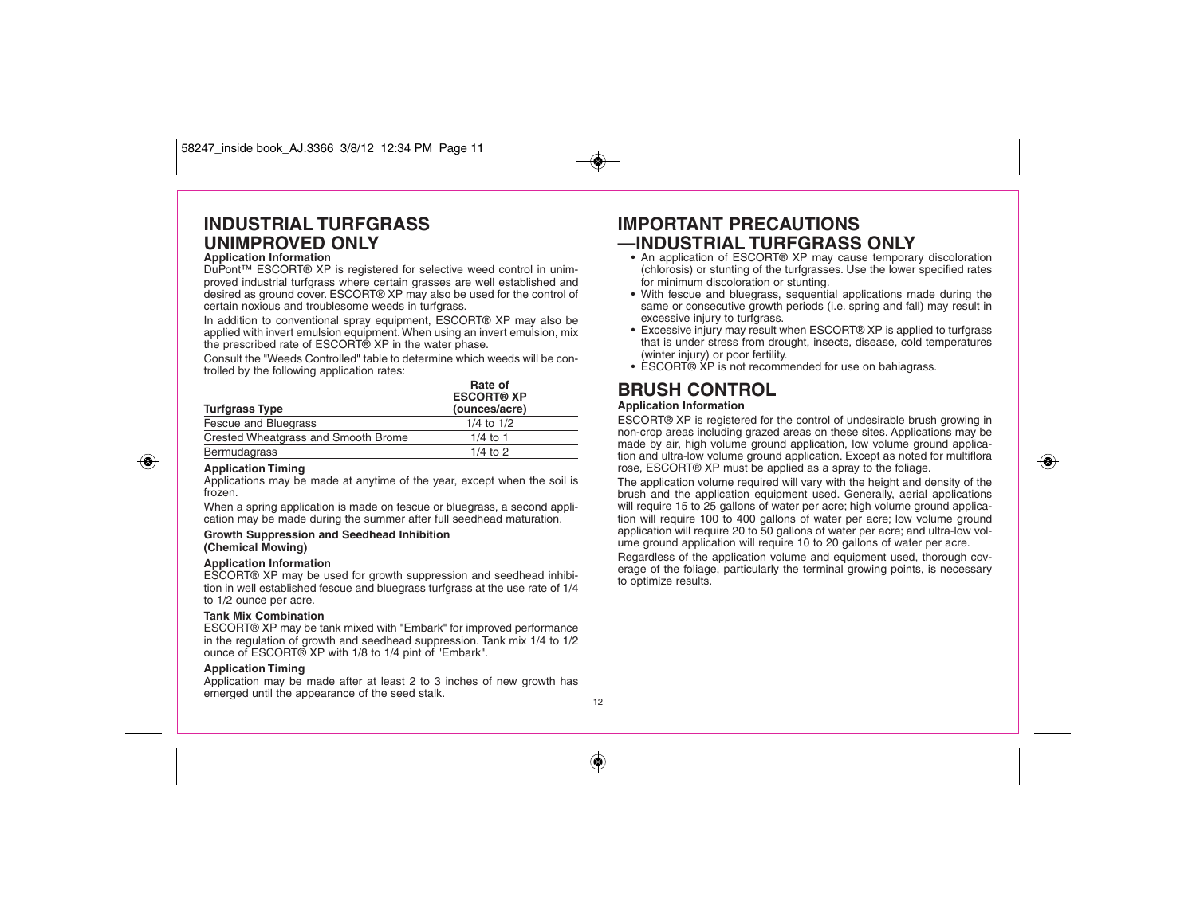# INDUSTRIAL TURFGRASS UNIMPROVED ONLY

### Application Information

DuPont™ ESCORT® XP is registered for selective weed control in unimproved industrial turfgrass where certain grasses are well established and desired as ground cover. ESCORT® XP may also be used for the control of certain noxious and troublesome weeds in turfgrass.

In addition to conventional spray equipment, ESCORT® XP may also be applied with invert emulsion equipment. When using an invert emulsion, mix the prescribed rate of ESCORT® XP in the water phase.

Consult the "Weeds Controlled" table to determine which weeds will be controlled by the following application rates:

| Turfgrass Type | Rate of ESCORT® XP (ounces/acre) |
|---|---|
| Fescue and Bluegrass | 1/4 to 1/2 |
| Crested Wheatgrass and Smooth Brome | 1/4 to 1 |
| Bermudagrass | 1/4 to 2 |

### Application Timing

Applications may be made at anytime of the year, except when the soil is frozen.

When a spring application is made on fescue or bluegrass, a second application may be made during the summer after full seedhead maturation.

### Growth Suppression and Seedhead Inhibition (Chemical Mowing)

### Application Information

ESCORT® XP may be used for growth suppression and seedhead inhibition in well established fescue and bluegrass turfgrass at the use rate of 1/4 to 1/2 ounce per acre.

### Tank Mix Combination

ESCORT® XP may be tank mixed with "Embark" for improved performance in the regulation of growth and seedhead suppression. Tank mix 1/4 to 1/2 ounce of ESCORT® XP with 1/8 to 1/4 pint of "Embark".

### Application Timing

Application may be made after at least 2 to 3 inches of new growth has emerged until the appearance of the seed stalk.

# IMPORTANT PRECAUTIONS —INDUSTRIAL TURFGRASS ONLY

- An application of ESCORT® XP may cause temporary discoloration (chlorosis) or stunting of the turfgrasses. Use the lower specified rates for minimum discoloration or stunting.
- With fescue and bluegrass, sequential applications made during the same or consecutive growth periods (i.e. spring and fall) may result in excessive injury to turfgrass.
- Excessive injury may result when ESCORT® XP is applied to turfgrass that is under stress from drought, insects, disease, cold temperatures (winter injury) or poor fertility.
- ESCORT® XP is not recommended for use on bahiagrass.

# BRUSH CONTROL

### Application Information

ESCORT® XP is registered for the control of undesirable brush growing in non-crop areas including grazed areas on these sites. Applications may be made by air, high volume ground application, low volume ground application and ultra-low volume ground application. Except as noted for multiflora rose, ESCORT® XP must be applied as a spray to the foliage.

The application volume required will vary with the height and density of the brush and the application equipment used. Generally, aerial applications will require 15 to 25 gallons of water per acre; high volume ground application will require 100 to 400 gallons of water per acre; low volume ground application will require 20 to 50 gallons of water per acre; and ultra-low volume ground application will require 10 to 20 gallons of water per acre.

Regardless of the application volume and equipment used, thorough coverage of the foliage, particularly the terminal growing points, is necessary to optimize results.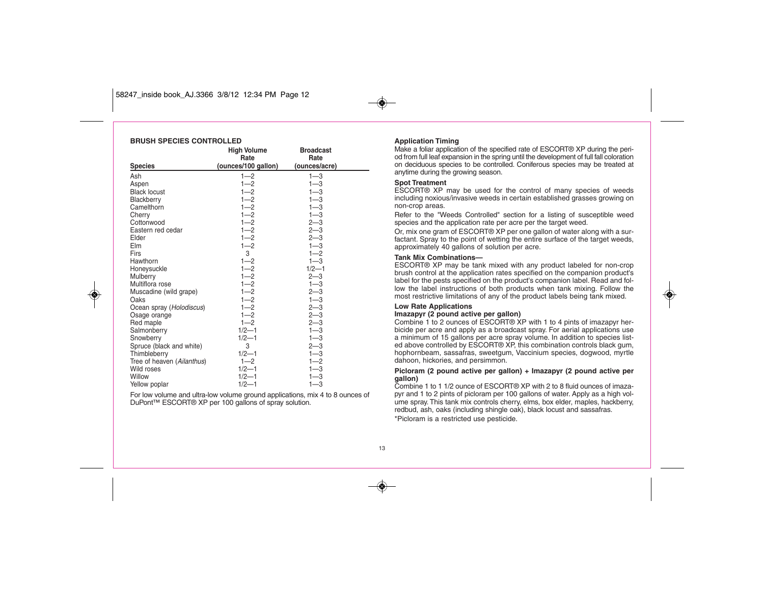## BRUSH SPECIES CONTROLLED

| Species | High Volume Rate (ounces/100 gallon) | Broadcast Rate (ounces/acre) |
|---|---|---|
| Ash | 1—2 | 1—3 |
| Aspen | 1—2 | 1—3 |
| Black locust | 1—2 | 1—3 |
| Blackberry | 1—2 | 1—3 |
| Camelthorn | 1—2 | 1—3 |
| Cherry | 1—2 | 1—3 |
| Cottonwood | 1—2 | 2—3 |
| Eastern red cedar | 1—2 | 2—3 |
| Elder | 1—2 | 2—3 |
| Elm | 1—2 | 1—3 |
| Firs | 3 | 1—2 |
| Hawthorn | 1—2 | 1—3 |
| Honeysuckle | 1—2 | 1/2—1 |
| Mulberry | 1—2 | 2—3 |
| Multiflora rose | 1—2 | 1—3 |
| Muscadine (wild grape) | 1—2 | 2—3 |
| Oaks | 1—2 | 1—3 |
| Ocean spray (*Holodiscus*) | 1—2 | 2—3 |
| Osage orange | 1—2 | 2—3 |
| Red maple | 1—2 | 2—3 |
| Salmonberry | 1/2—1 | 1—3 |
| Snowberry | 1/2—1 | 1—3 |
| Spruce (black and white) | 3 | 2—3 |
| Thimbleberry | 1/2—1 | 1—3 |
| Tree of heaven (*Ailanthus*) | 1—2 | 1—2 |
| Wild roses | 1/2—1 | 1—3 |
| Willow | 1/2—1 | 1—3 |
| Yellow poplar | 1/2—1 | 1—3 |

For low volume and ultra-low volume ground applications, mix 4 to 8 ounces of DuPont™ ESCORT® XP per 100 gallons of spray solution.

### Application Timing

Make a foliar application of the specified rate of ESCORT® XP during the period from full leaf expansion in the spring until the development of full fall coloration on deciduous species to be controlled. Coniferous species may be treated at anytime during the growing season.

### Spot Treatment

ESCORT® XP may be used for the control of many species of weeds including noxious/invasive weeds in certain established grasses growing on non-crop areas.

Refer to the "Weeds Controlled" section for a listing of susceptible weed species and the application rate per acre per the target weed.

Or, mix one gram of ESCORT® XP per one gallon of water along with a surfactant. Spray to the point of wetting the entire surface of the target weeds, approximately 40 gallons of solution per acre.

### Tank Mix Combinations—

ESCORT® XP may be tank mixed with any product labeled for non-crop brush control at the application rates specified on the companion product's label for the pests specified on the product's companion label. Read and follow the label instructions of both products when tank mixing. Follow the most restrictive limitations of any of the product labels being tank mixed.

### Low Rate Applications

**Imazapyr (2 pound active per gallon)**

Combine 1 to 2 ounces of ESCORT® XP with 1 to 4 pints of imazapyr herbicide per acre and apply as a broadcast spray. For aerial applications use a minimum of 15 gallons per acre spray volume. In addition to species listed above controlled by ESCORT® XP, this combination controls black gum, hophornbeam, sassafras, sweetgum, Vaccinium species, dogwood, myrtle dahoon, hickories, and persimmon.

**Picloram (2 pound active per gallon) + Imazapyr (2 pound active per gallon)**

Combine 1 to 1 1/2 ounce of ESCORT® XP with 2 to 8 fluid ounces of imazapyr and 1 to 2 pints of picloram per 100 gallons of water. Apply as a high volume spray. This tank mix controls cherry, elms, box elder, maples, hackberry, redbud, ash, oaks (including shingle oak), black locust and sassafras.

*Picloram is a restricted use pesticide.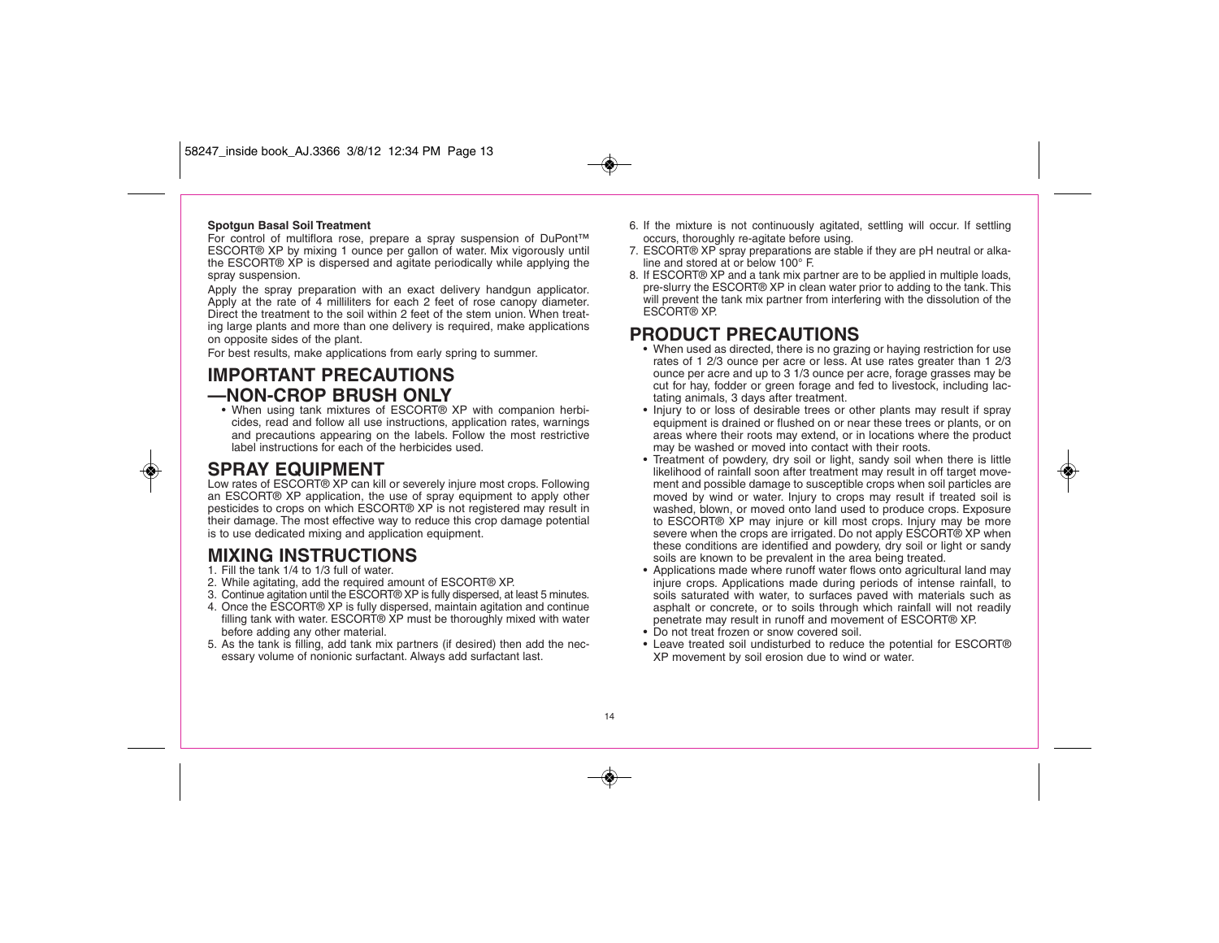**Spotgun Basal Soil Treatment**

For control of multiflora rose, prepare a spray suspension of DuPont™ ESCORT® XP by mixing 1 ounce per gallon of water. Mix vigorously until the ESCORT® XP is dispersed and agitate periodically while applying the spray suspension.

Apply the spray preparation with an exact delivery handgun applicator. Apply at the rate of 4 milliliters for each 2 feet of rose canopy diameter. Direct the treatment to the soil within 2 feet of the stem union. When treating large plants and more than one delivery is required, make applications on opposite sides of the plant.

For best results, make applications from early spring to summer.

## IMPORTANT PRECAUTIONS —NON-CROP BRUSH ONLY

- When using tank mixtures of ESCORT® XP with companion herbicides, read and follow all use instructions, application rates, warnings and precautions appearing on the labels. Follow the most restrictive label instructions for each of the herbicides used.

## SPRAY EQUIPMENT

Low rates of ESCORT® XP can kill or severely injure most crops. Following an ESCORT® XP application, the use of spray equipment to apply other pesticides to crops on which ESCORT® XP is not registered may result in their damage. The most effective way to reduce this crop damage potential is to use dedicated mixing and application equipment.

## MIXING INSTRUCTIONS

1. Fill the tank 1/4 to 1/3 full of water.
2. While agitating, add the required amount of ESCORT® XP.
3. Continue agitation until the ESCORT® XP is fully dispersed, at least 5 minutes.
4. Once the ESCORT® XP is fully dispersed, maintain agitation and continue filling tank with water. ESCORT® XP must be thoroughly mixed with water before adding any other material.
5. As the tank is filling, add tank mix partners (if desired) then add the necessary volume of nonionic surfactant. Always add surfactant last.
6. If the mixture is not continuously agitated, settling will occur. If settling occurs, thoroughly re-agitate before using.
7. ESCORT® XP spray preparations are stable if they are pH neutral or alkaline and stored at or below 100° F.
8. If ESCORT® XP and a tank mix partner are to be applied in multiple loads, pre-slurry the ESCORT® XP in clean water prior to adding to the tank. This will prevent the tank mix partner from interfering with the dissolution of the ESCORT® XP.

## PRODUCT PRECAUTIONS

- When used as directed, there is no grazing or haying restriction for use rates of 1 2/3 ounce per acre or less. At use rates greater than 1 2/3 ounce per acre and up to 3 1/3 ounce per acre, forage grasses may be cut for hay, fodder or green forage and fed to livestock, including lactating animals, 3 days after treatment.
- Injury to or loss of desirable trees or other plants may result if spray equipment is drained or flushed on or near these trees or plants, or on areas where their roots may extend, or in locations where the product may be washed or moved into contact with their roots.
- Treatment of powdery, dry soil or light, sandy soil when there is little likelihood of rainfall soon after treatment may result in off target movement and possible damage to susceptible crops when soil particles are moved by wind or water. Injury to crops may result if treated soil is washed, blown, or moved onto land used to produce crops. Exposure to ESCORT® XP may injure or kill most crops. Injury may be more severe when the crops are irrigated. Do not apply ESCORT® XP when these conditions are identified and powdery, dry soil or light or sandy soils are known to be prevalent in the area being treated.
- Applications made where runoff water flows onto agricultural land may injure crops. Applications made during periods of intense rainfall, to soils saturated with water, to surfaces paved with materials such as asphalt or concrete, or to soils through which rainfall will not readily penetrate may result in runoff and movement of ESCORT® XP.
- Do not treat frozen or snow covered soil.
- Leave treated soil undisturbed to reduce the potential for ESCORT® XP movement by soil erosion due to wind or water.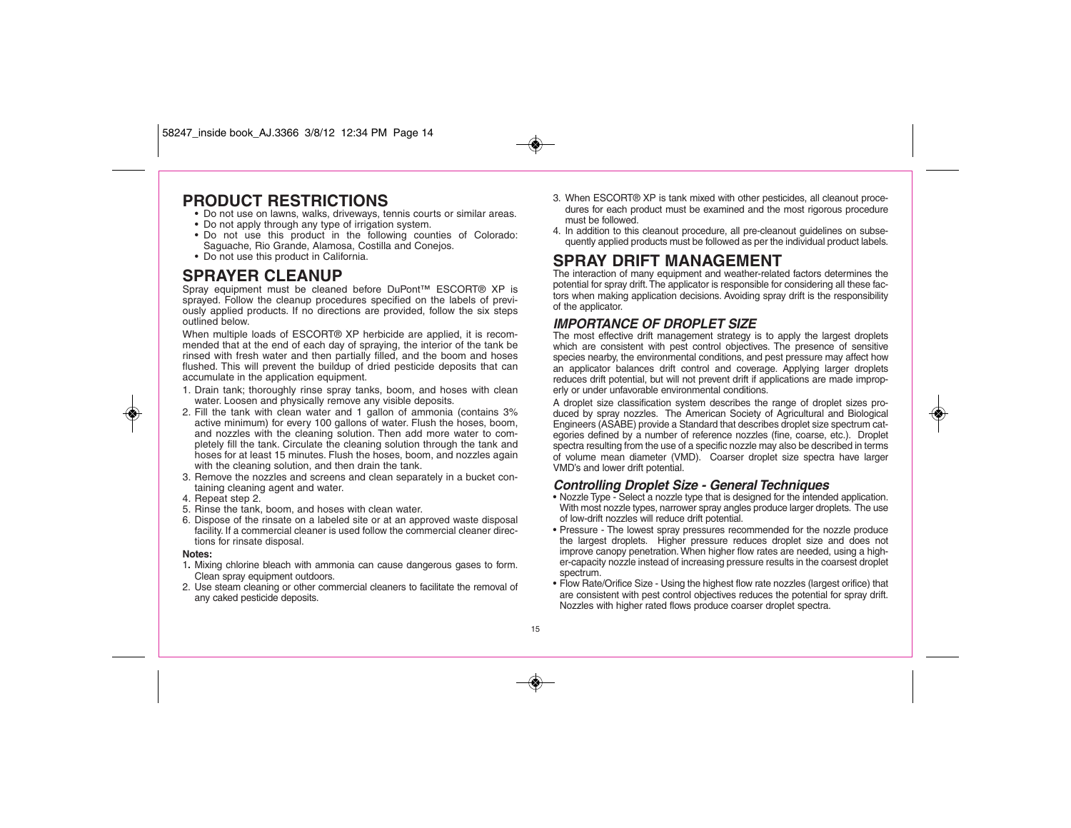## PRODUCT RESTRICTIONS

- Do not use on lawns, walks, driveways, tennis courts or similar areas.
- Do not apply through any type of irrigation system.
- Do not use this product in the following counties of Colorado: Saguache, Rio Grande, Alamosa, Costilla and Conejos.
- Do not use this product in California.

## SPRAYER CLEANUP

Spray equipment must be cleaned before DuPont™ ESCORT® XP is sprayed. Follow the cleanup procedures specified on the labels of previously applied products. If no directions are provided, follow the six steps outlined below.

When multiple loads of ESCORT® XP herbicide are applied, it is recommended that at the end of each day of spraying, the interior of the tank be rinsed with fresh water and then partially filled, and the boom and hoses flushed. This will prevent the buildup of dried pesticide deposits that can accumulate in the application equipment.

1. Drain tank; thoroughly rinse spray tanks, boom, and hoses with clean water. Loosen and physically remove any visible deposits.
2. Fill the tank with clean water and 1 gallon of ammonia (contains 3% active minimum) for every 100 gallons of water. Flush the hoses, boom, and nozzles with the cleaning solution. Then add more water to completely fill the tank. Circulate the cleaning solution through the tank and hoses for at least 15 minutes. Flush the hoses, boom, and nozzles again with the cleaning solution, and then drain the tank.
3. Remove the nozzles and screens and clean separately in a bucket containing cleaning agent and water.
4. Repeat step 2.
5. Rinse the tank, boom, and hoses with clean water.
6. Dispose of the rinsate on a labeled site or at an approved waste disposal facility. If a commercial cleaner is used follow the commercial cleaner directions for rinsate disposal.

**Notes:**

1. Mixing chlorine bleach with ammonia can cause dangerous gases to form. Clean spray equipment outdoors.
2. Use steam cleaning or other commercial cleaners to facilitate the removal of any caked pesticide deposits.
3. When ESCORT® XP is tank mixed with other pesticides, all cleanout procedures for each product must be examined and the most rigorous procedure must be followed.
4. In addition to this cleanout procedure, all pre-cleanout guidelines on subsequently applied products must be followed as per the individual product labels.

## SPRAY DRIFT MANAGEMENT

The interaction of many equipment and weather-related factors determines the potential for spray drift. The applicator is responsible for considering all these factors when making application decisions. Avoiding spray drift is the responsibility of the applicator.

### *IMPORTANCE OF DROPLET SIZE*

The most effective drift management strategy is to apply the largest droplets which are consistent with pest control objectives. The presence of sensitive species nearby, the environmental conditions, and pest pressure may affect how an applicator balances drift control and coverage. Applying larger droplets reduces drift potential, but will not prevent drift if applications are made improperly or under unfavorable environmental conditions.

A droplet size classification system describes the range of droplet sizes produced by spray nozzles. The American Society of Agricultural and Biological Engineers (ASABE) provide a Standard that describes droplet size spectrum categories defined by a number of reference nozzles (fine, coarse, etc.). Droplet spectra resulting from the use of a specific nozzle may also be described in terms of volume mean diameter (VMD). Coarser droplet size spectra have larger VMD's and lower drift potential.

### *Controlling Droplet Size - General Techniques*

- Nozzle Type - Select a nozzle type that is designed for the intended application. With most nozzle types, narrower spray angles produce larger droplets. The use of low-drift nozzles will reduce drift potential.
- Pressure - The lowest spray pressures recommended for the nozzle produce the largest droplets. Higher pressure reduces droplet size and does not improve canopy penetration. When higher flow rates are needed, using a higher-capacity nozzle instead of increasing pressure results in the coarsest droplet spectrum.
- Flow Rate/Orifice Size - Using the highest flow rate nozzles (largest orifice) that are consistent with pest control objectives reduces the potential for spray drift. Nozzles with higher rated flows produce coarser droplet spectra.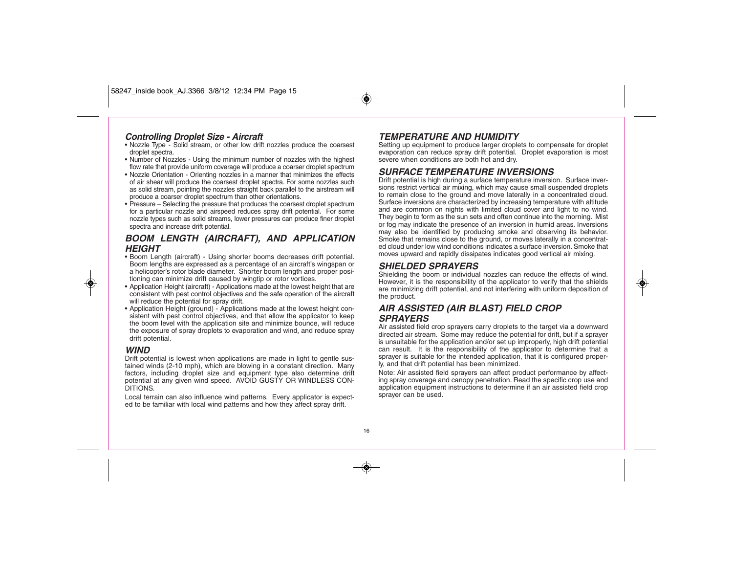### *Controlling Droplet Size - Aircraft*

- Nozzle Type - Solid stream, or other low drift nozzles produce the coarsest droplet spectra.
- Number of Nozzles - Using the minimum number of nozzles with the highest flow rate that provide uniform coverage will produce a coarser droplet spectrum
- Nozzle Orientation - Orienting nozzles in a manner that minimizes the effects of air shear will produce the coarsest droplet spectra. For some nozzles such as solid stream, pointing the nozzles straight back parallel to the airstream will produce a coarser droplet spectrum than other orientations.
- Pressure – Selecting the pressure that produces the coarsest droplet spectrum for a particular nozzle and airspeed reduces spray drift potential. For some nozzle types such as solid streams, lower pressures can produce finer droplet spectra and increase drift potential.

## *BOOM LENGTH (AIRCRAFT), AND APPLICATION HEIGHT*

- Boom Length (aircraft) - Using shorter booms decreases drift potential. Boom lengths are expressed as a percentage of an aircraft's wingspan or a helicopter's rotor blade diameter. Shorter boom length and proper positioning can minimize drift caused by wingtip or rotor vortices.
- Application Height (aircraft) - Applications made at the lowest height that are consistent with pest control objectives and the safe operation of the aircraft will reduce the potential for spray drift.
- Application Height (ground) - Applications made at the lowest height consistent with pest control objectives, and that allow the applicator to keep the boom level with the application site and minimize bounce, will reduce the exposure of spray droplets to evaporation and wind, and reduce spray drift potential.

## *WIND*

Drift potential is lowest when applications are made in light to gentle sustained winds (2-10 mph), which are blowing in a constant direction. Many factors, including droplet size and equipment type also determine drift potential at any given wind speed. AVOID GUSTY OR WINDLESS CONDITIONS.

Local terrain can also influence wind patterns. Every applicator is expected to be familiar with local wind patterns and how they affect spray drift.

## *TEMPERATURE AND HUMIDITY*

Setting up equipment to produce larger droplets to compensate for droplet evaporation can reduce spray drift potential. Droplet evaporation is most severe when conditions are both hot and dry.

## *SURFACE TEMPERATURE INVERSIONS*

Drift potential is high during a surface temperature inversion. Surface inversions restrict vertical air mixing, which may cause small suspended droplets to remain close to the ground and move laterally in a concentrated cloud. Surface inversions are characterized by increasing temperature with altitude and are common on nights with limited cloud cover and light to no wind. They begin to form as the sun sets and often continue into the morning. Mist or fog may indicate the presence of an inversion in humid areas. Inversions may also be identified by producing smoke and observing its behavior. Smoke that remains close to the ground, or moves laterally in a concentrated cloud under low wind conditions indicates a surface inversion. Smoke that moves upward and rapidly dissipates indicates good vertical air mixing.

## *SHIELDED SPRAYERS*

Shielding the boom or individual nozzles can reduce the effects of wind. However, it is the responsibility of the applicator to verify that the shields are minimizing drift potential, and not interfering with uniform deposition of the product.

## *AIR ASSISTED (AIR BLAST) FIELD CROP SPRAYERS*

Air assisted field crop sprayers carry droplets to the target via a downward directed air stream. Some may reduce the potential for drift, but if a sprayer is unsuitable for the application and/or set up improperly, high drift potential can result. It is the responsibility of the applicator to determine that a sprayer is suitable for the intended application, that it is configured properly, and that drift potential has been minimized.

Note: Air assisted field sprayers can affect product performance by affecting spray coverage and canopy penetration. Read the specific crop use and application equipment instructions to determine if an air assisted field crop sprayer can be used.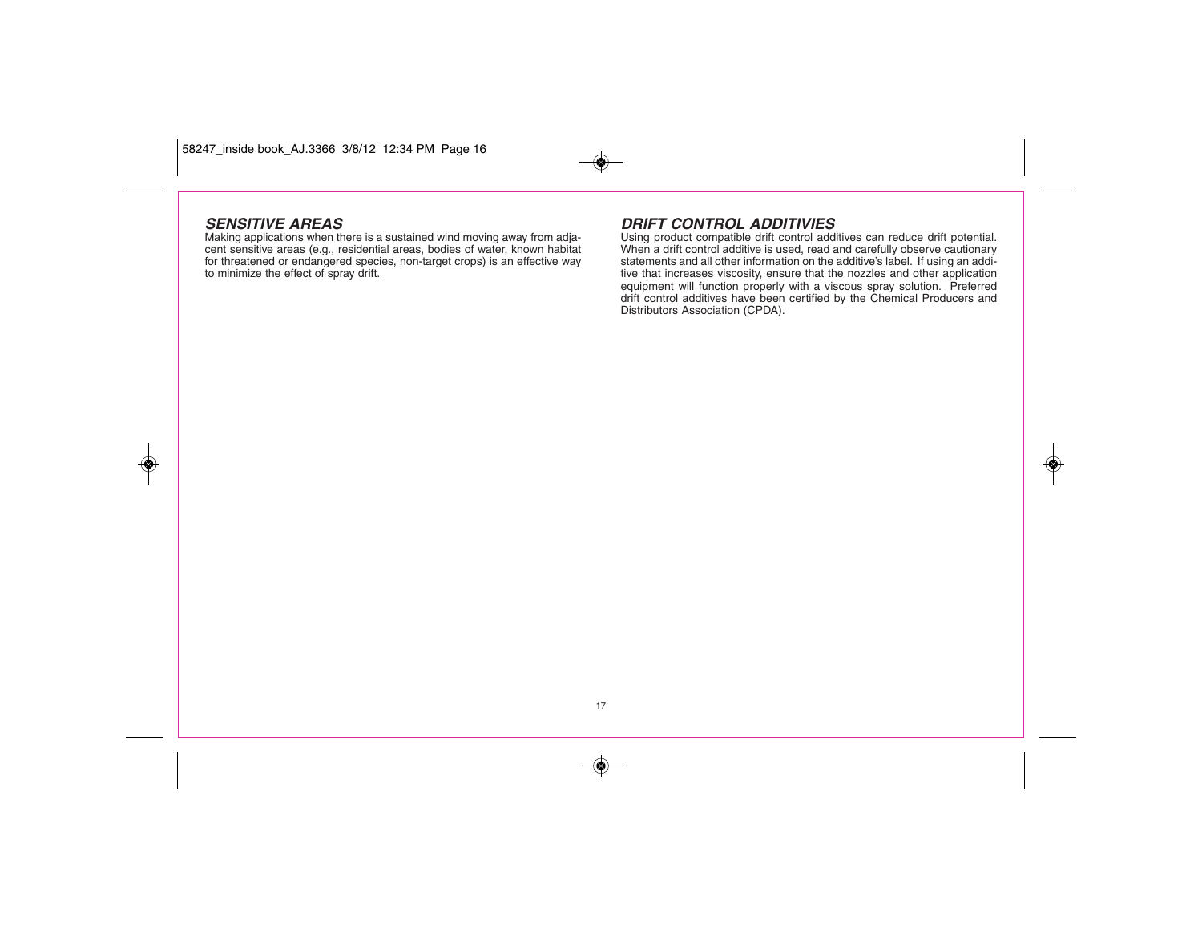### *SENSITIVE AREAS*

Making applications when there is a sustained wind moving away from adjacent sensitive areas (e.g., residential areas, bodies of water, known habitat for threatened or endangered species, non-target crops) is an effective way to minimize the effect of spray drift.

### *DRIFT CONTROL ADDITIVIES*

Using product compatible drift control additives can reduce drift potential. When a drift control additive is used, read and carefully observe cautionary statements and all other information on the additive's label. If using an additive that increases viscosity, ensure that the nozzles and other application equipment will function properly with a viscous spray solution. Preferred drift control additives have been certified by the Chemical Producers and Distributors Association (CPDA).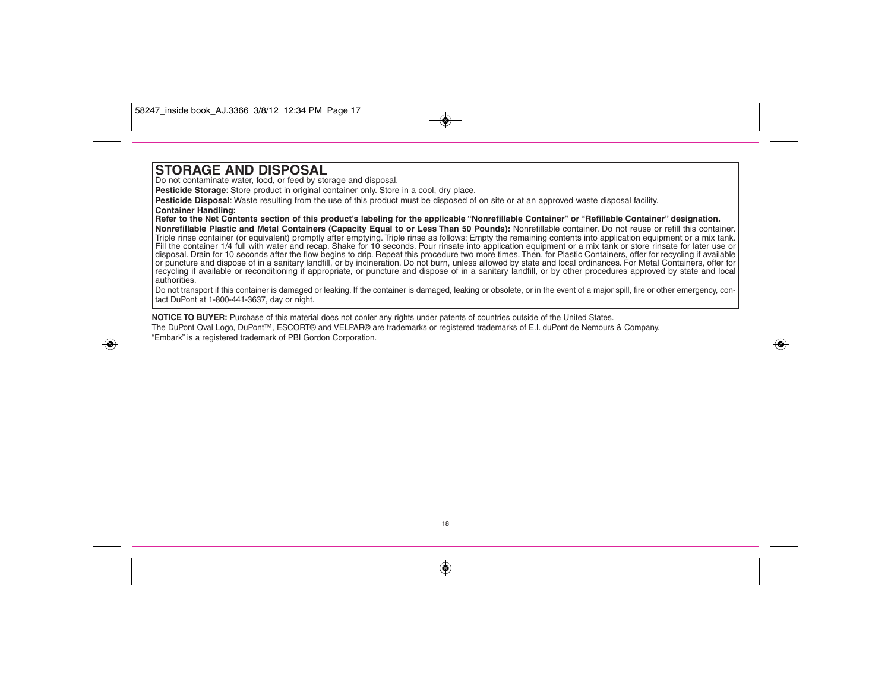## STORAGE AND DISPOSAL

Do not contaminate water, food, or feed by storage and disposal.

**Pesticide Storage**: Store product in original container only. Store in a cool, dry place.

**Pesticide Disposal**: Waste resulting from the use of this product must be disposed of on site or at an approved waste disposal facility.

**Container Handling:**

**Refer to the Net Contents section of this product's labeling for the applicable "Nonrefillable Container" or "Refillable Container" designation.**

**Nonrefillable Plastic and Metal Containers (Capacity Equal to or Less Than 50 Pounds):** Nonrefillable container. Do not reuse or refill this container. Triple rinse container (or equivalent) promptly after emptying. Triple rinse as follows: Empty the remaining contents into application equipment or a mix tank. Fill the container 1/4 full with water and recap. Shake for 10 seconds. Pour rinsate into application equipment or a mix tank or store rinsate for later use or disposal. Drain for 10 seconds after the flow begins to drip. Repeat this procedure two more times. Then, for Plastic Containers, offer for recycling if available or puncture and dispose of in a sanitary landfill, or by incineration. Do not burn, unless allowed by state and local ordinances. For Metal Containers, offer for recycling if available or reconditioning if appropriate, or puncture and dispose of in a sanitary landfill, or by other procedures approved by state and local authorities.

Do not transport if this container is damaged or leaking. If the container is damaged, leaking or obsolete, or in the event of a major spill, fire or other emergency, contact DuPont at 1-800-441-3637, day or night.

**NOTICE TO BUYER:** Purchase of this material does not confer any rights under patents of countries outside of the United States.

The DuPont Oval Logo, DuPont™, ESCORT® and VELPAR® are trademarks or registered trademarks of E.I. duPont de Nemours & Company.

"Embark" is a registered trademark of PBI Gordon Corporation.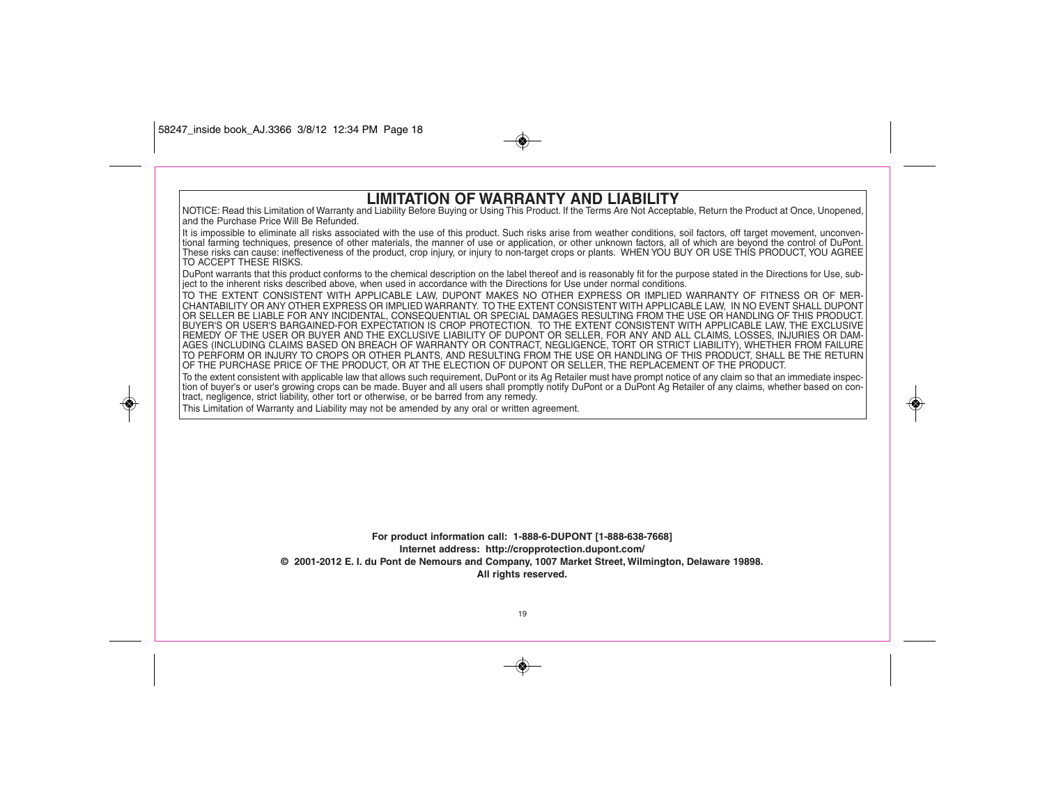# LIMITATION OF WARRANTY AND LIABILITY

NOTICE: Read this Limitation of Warranty and Liability Before Buying or Using This Product. If the Terms Are Not Acceptable, Return the Product at Once, Unopened, and the Purchase Price Will Be Refunded.

It is impossible to eliminate all risks associated with the use of this product. Such risks arise from weather conditions, soil factors, off target movement, unconventional farming techniques, presence of other materials, the manner of use or application, or other unknown factors, all of which are beyond the control of DuPont. These risks can cause: ineffectiveness of the product, crop injury, or injury to non-target crops or plants. WHEN YOU BUY OR USE THIS PRODUCT, YOU AGREE TO ACCEPT THESE RISKS.

DuPont warrants that this product conforms to the chemical description on the label thereof and is reasonably fit for the purpose stated in the Directions for Use, subject to the inherent risks described above, when used in accordance with the Directions for Use under normal conditions.

TO THE EXTENT CONSISTENT WITH APPLICABLE LAW, DUPONT MAKES NO OTHER EXPRESS OR IMPLIED WARRANTY OF FITNESS OR OF MERCHANTABILITY OR ANY OTHER EXPRESS OR IMPLIED WARRANTY. TO THE EXTENT CONSISTENT WITH APPLICABLE LAW, IN NO EVENT SHALL DUPONT OR SELLER BE LIABLE FOR ANY INCIDENTAL, CONSEQUENTIAL OR SPECIAL DAMAGES RESULTING FROM THE USE OR HANDLING OF THIS PRODUCT. BUYER'S OR USER'S BARGAINED-FOR EXPECTATION IS CROP PROTECTION. TO THE EXTENT CONSISTENT WITH APPLICABLE LAW, THE EXCLUSIVE REMEDY OF THE USER OR BUYER AND THE EXCLUSIVE LIABILITY OF DUPONT OR SELLER, FOR ANY AND ALL CLAIMS, LOSSES, INJURIES OR DAMAGES (INCLUDING CLAIMS BASED ON BREACH OF WARRANTY OR CONTRACT, NEGLIGENCE, TORT OR STRICT LIABILITY), WHETHER FROM FAILURE TO PERFORM OR INJURY TO CROPS OR OTHER PLANTS, AND RESULTING FROM THE USE OR HANDLING OF THIS PRODUCT, SHALL BE THE RETURN OF THE PURCHASE PRICE OF THE PRODUCT, OR AT THE ELECTION OF DUPONT OR SELLER, THE REPLACEMENT OF THE PRODUCT.

To the extent consistent with applicable law that allows such requirement, DuPont or its Ag Retailer must have prompt notice of any claim so that an immediate inspection of buyer's or user's growing crops can be made. Buyer and all users shall promptly notify DuPont or a DuPont Ag Retailer of any claims, whether based on contract, negligence, strict liability, other tort or otherwise, or be barred from any remedy.

This Limitation of Warranty and Liability may not be amended by any oral or written agreement.

**For product information call: 1-888-6-DUPONT [1-888-638-7668]**

**Internet address: http://cropprotection.dupont.com/**

**© 2001-2012 E. I. du Pont de Nemours and Company, 1007 Market Street, Wilmington, Delaware 19898.**

**All rights reserved.**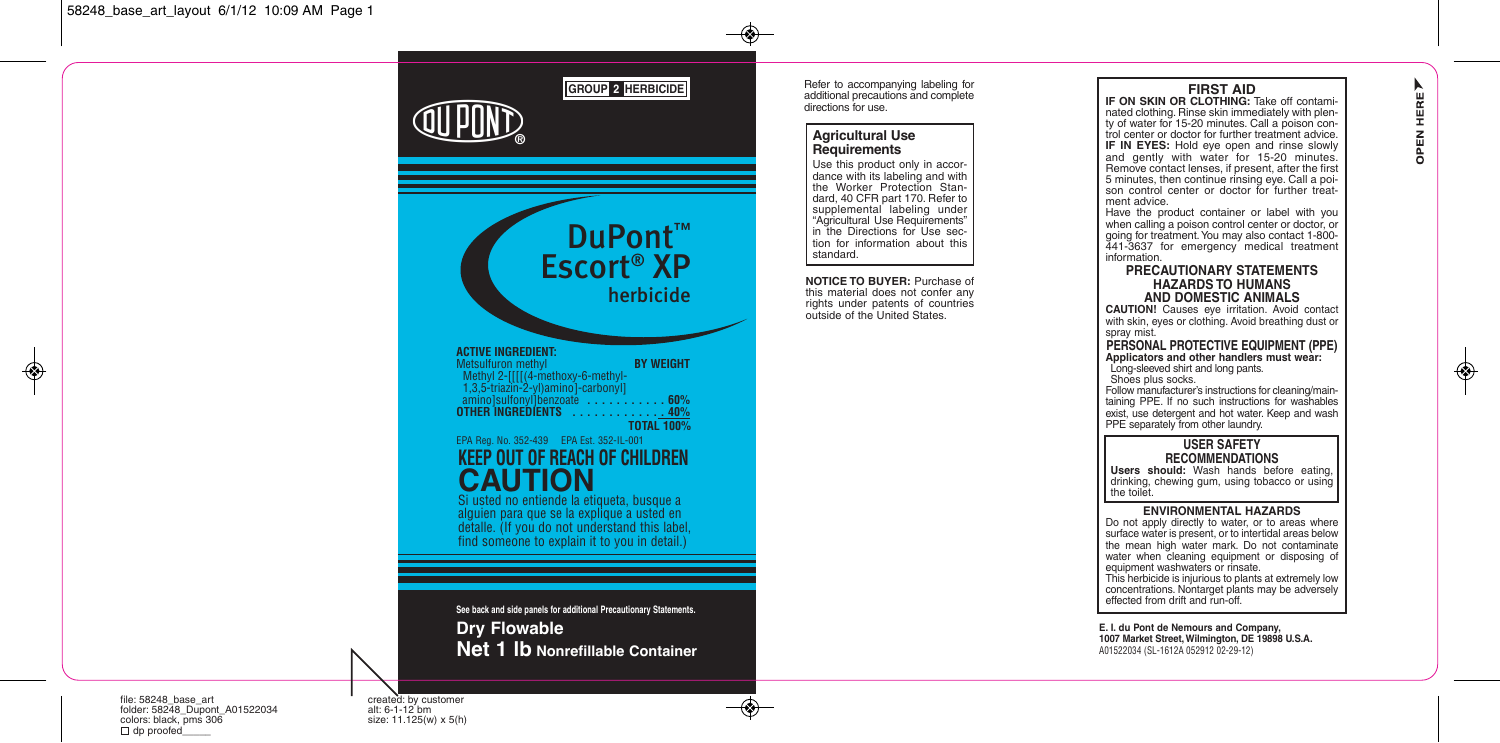GROUP 2 HERBICIDE

DUPONT

# DuPont™ Escort® XP herbicide

**ACTIVE INGREDIENT:** **BY WEIGHT**
Metsulfuron methyl
Methyl 2-[[[[(4-methoxy-6-methyl-1,3,5-triazin-2-yl)amino]-carbonyl]amino]sulfonyl]benzoate . . . . . . . . . . . **60%**
**OTHER INGREDIENTS** . . . . . . . . . . . . **40%**
**TOTAL 100%**

EPA Reg. No. 352-439 EPA Est. 352-IL-001

## KEEP OUT OF REACH OF CHILDREN
# CAUTION

Si usted no entiende la etiqueta, busque a alguien para que se la explique a usted en detalle. (If you do not understand this label, find someone to explain it to you in detail.)

**See back and side panels for additional Precautionary Statements.**

**Dry Flowable**
**Net 1 lb Nonrefillable Container**

Refer to accompanying labeling for additional precautions and complete directions for use.

### Agricultural Use Requirements

Use this product only in accordance with its labeling and with the Worker Protection Standard, 40 CFR part 170. Refer to supplemental labeling under "Agricultural Use Requirements" in the Directions for Use section for information about this standard.

**NOTICE TO BUYER:** Purchase of this material does not confer any rights under patents of countries outside of the United States.

## FIRST AID

**IF ON SKIN OR CLOTHING:** Take off contaminated clothing. Rinse skin immediately with plenty of water for 15-20 minutes. Call a poison control center or doctor for further treatment advice.
**IF IN EYES:** Hold eye open and rinse slowly and gently with water for 15-20 minutes. Remove contact lenses, if present, after the first 5 minutes, then continue rinsing eye. Call a poison control center or doctor for further treatment advice.
Have the product container or label with you when calling a poison control center or doctor, or going for treatment. You may also contact 1-800-441-3637 for emergency medical treatment information.

## PRECAUTIONARY STATEMENTS
### HAZARDS TO HUMANS AND DOMESTIC ANIMALS

**CAUTION!** Causes eye irritation. Avoid contact with skin, eyes or clothing. Avoid breathing dust or spray mist.

### PERSONAL PROTECTIVE EQUIPMENT (PPE)

**Applicators and other handlers must wear:**
Long-sleeved shirt and long pants.
Shoes plus socks.
Follow manufacturer's instructions for cleaning/maintaining PPE. If no such instructions for washables exist, use detergent and hot water. Keep and wash PPE separately from other laundry.

### USER SAFETY RECOMMENDATIONS

**Users should:** Wash hands before eating, drinking, chewing gum, using tobacco or using the toilet.

### ENVIRONMENTAL HAZARDS

Do not apply directly to water, or to areas where surface water is present, or to intertidal areas below the mean high water mark. Do not contaminate water when cleaning equipment or disposing of equipment washwaters or rinsate.
This herbicide is injurious to plants at extremely low concentrations. Nontarget plants may be adversely effected from drift and run-off.

**E. I. du Pont de Nemours and Company,**
**1007 Market Street, Wilmington, DE 19898 U.S.A.**
A01522034 (SL-1612A 052912 02-29-12)

OPEN HERE